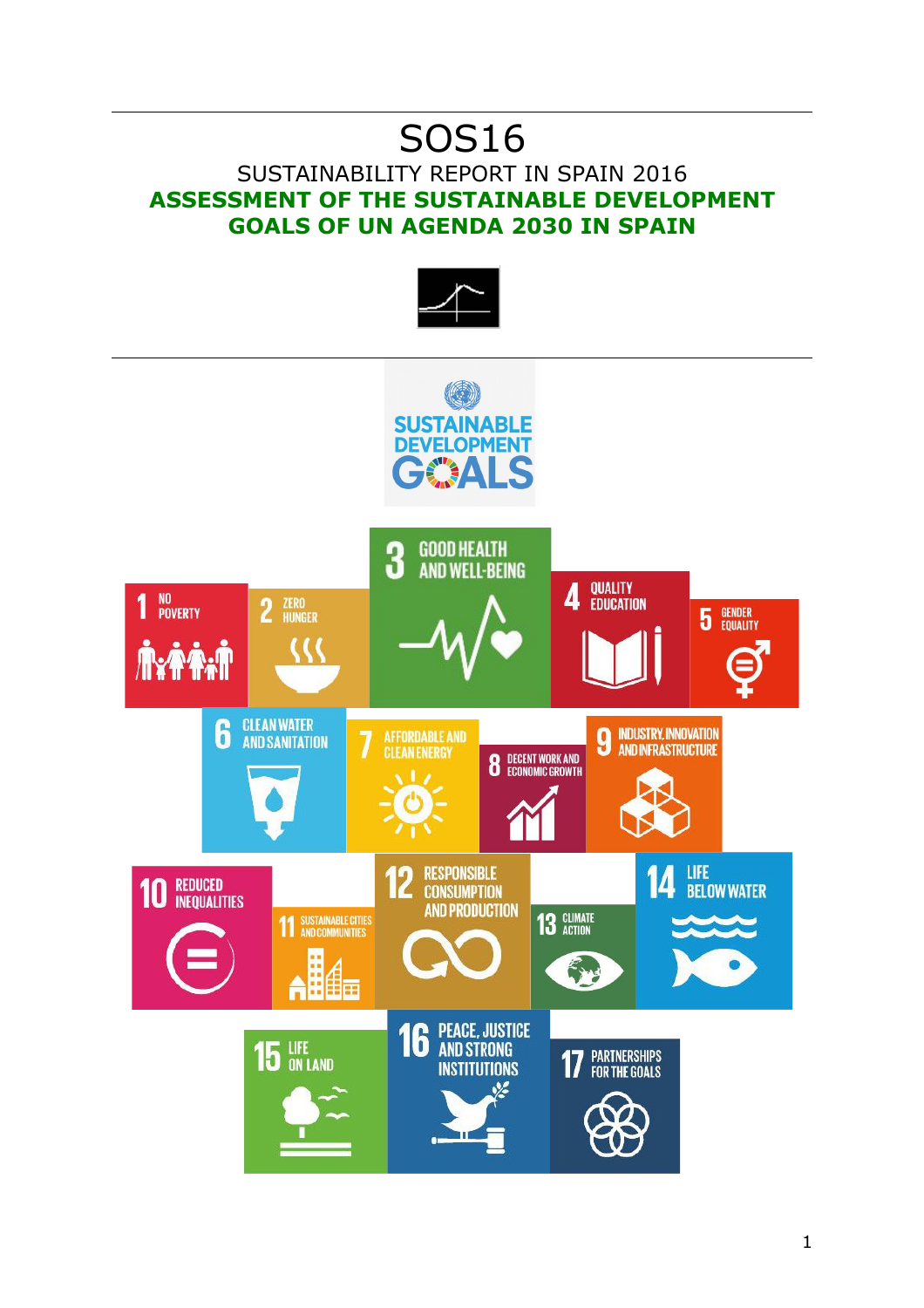# SOS16

## SUSTAINABILITY REPORT IN SPAIN 2016

## **ASSESSMENT OF THE SUSTAINABLE DEVELOPMENT GOALS OF UN AGENDA 2030 IN SPAIN**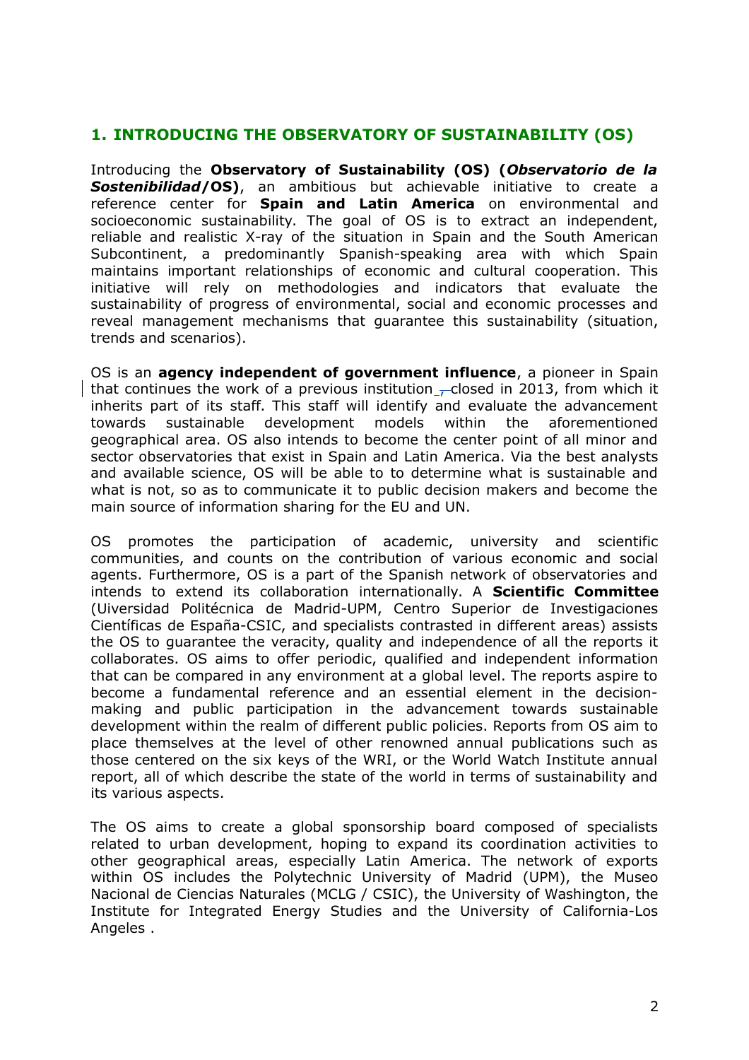## 1. INTRODUCING THE OBSERVATORY OF SUSTAINABILITY (OS)

Introducing the **Observatory of Sustainability (OS) (*Observatorio de la Sostenibilidad*/OS)**, an ambitious but achievable initiative to create a reference center for **Spain and Latin America** on environmental and socioeconomic sustainability. The goal of OS is to extract an independent, reliable and realistic X-ray of the situation in Spain and the South American Subcontinent, a predominantly Spanish-speaking area with which Spain maintains important relationships of economic and cultural cooperation. This initiative will rely on methodologies and indicators that evaluate the sustainability of progress of environmental, social and economic processes and reveal management mechanisms that guarantee this sustainability (situation, trends and scenarios).

OS is an **agency independent of government influence**, a pioneer in Spain that continues the work of a previous institution closed in 2013, from which it inherits part of its staff. This staff will identify and evaluate the advancement towards sustainable development models within the aforementioned geographical area. OS also intends to become the center point of all minor and sector observatories that exist in Spain and Latin America. Via the best analysts and available science, OS will be able to to determine what is sustainable and what is not, so as to communicate it to public decision makers and become the main source of information sharing for the EU and UN.

OS promotes the participation of academic, university and scientific communities, and counts on the contribution of various economic and social agents. Furthermore, OS is a part of the Spanish network of observatories and intends to extend its collaboration internationally. A **Scientific Committee** (Uiversidad Politécnica de Madrid-UPM, Centro Superior de Investigaciones Científicas de España-CSIC, and specialists contrasted in different areas) assists the OS to guarantee the veracity, quality and independence of all the reports it collaborates. OS aims to offer periodic, qualified and independent information that can be compared in any environment at a global level. The reports aspire to become a fundamental reference and an essential element in the decision-making and public participation in the advancement towards sustainable development within the realm of different public policies. Reports from OS aim to place themselves at the level of other renowned annual publications such as those centered on the six keys of the WRI, or the World Watch Institute annual report, all of which describe the state of the world in terms of sustainability and its various aspects.

The OS aims to create a global sponsorship board composed of specialists related to urban development, hoping to expand its coordination activities to other geographical areas, especially Latin America. The network of exports within OS includes the Polytechnic University of Madrid (UPM), the Museo Nacional de Ciencias Naturales (MCLG / CSIC), the University of Washington, the Institute for Integrated Energy Studies and the University of California-Los Angeles .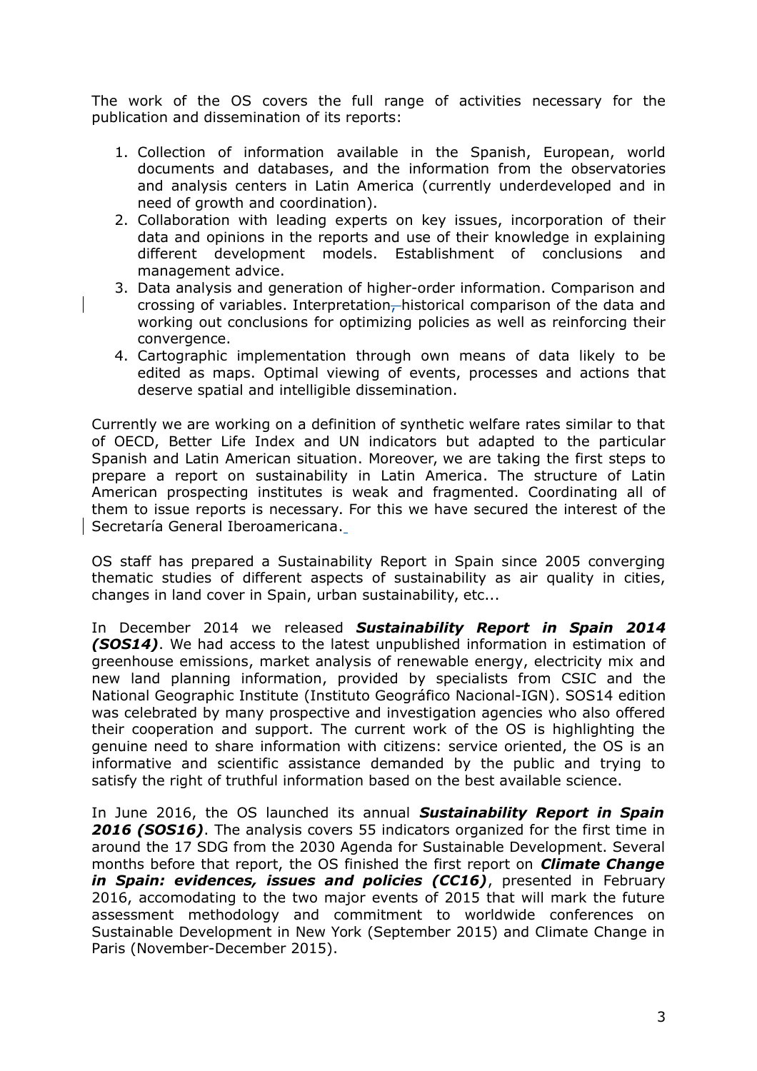The work of the OS covers the full range of activities necessary for the publication and dissemination of its reports:

1. Collection of information available in the Spanish, European, world documents and databases, and the information from the observatories and analysis centers in Latin America (currently underdeveloped and in need of growth and coordination).
2. Collaboration with leading experts on key issues, incorporation of their data and opinions in the reports and use of their knowledge in explaining different development models. Establishment of conclusions and management advice.
3. Data analysis and generation of higher-order information. Comparison and crossing of variables. Interpretation, historical comparison of the data and working out conclusions for optimizing policies as well as reinforcing their convergence.
4. Cartographic implementation through own means of data likely to be edited as maps. Optimal viewing of events, processes and actions that deserve spatial and intelligible dissemination.

Currently we are working on a definition of synthetic welfare rates similar to that of OECD, Better Life Index and UN indicators but adapted to the particular Spanish and Latin American situation. Moreover, we are taking the first steps to prepare a report on sustainability in Latin America. The structure of Latin American prospecting institutes is weak and fragmented. Coordinating all of them to issue reports is necessary. For this we have secured the interest of the Secretaría General Iberoamericana.

OS staff has prepared a Sustainability Report in Spain since 2005 converging thematic studies of different aspects of sustainability as air quality in cities, changes in land cover in Spain, urban sustainability, etc...

In December 2014 we released ***Sustainability Report in Spain 2014 (SOS14)***. We had access to the latest unpublished information in estimation of greenhouse emissions, market analysis of renewable energy, electricity mix and new land planning information, provided by specialists from CSIC and the National Geographic Institute (Instituto Geográfico Nacional-IGN). SOS14 edition was celebrated by many prospective and investigation agencies who also offered their cooperation and support. The current work of the OS is highlighting the genuine need to share information with citizens: service oriented, the OS is an informative and scientific assistance demanded by the public and trying to satisfy the right of truthful information based on the best available science.

In June 2016, the OS launched its annual ***Sustainability Report in Spain 2016 (SOS16)***. The analysis covers 55 indicators organized for the first time in around the 17 SDG from the 2030 Agenda for Sustainable Development. Several months before that report, the OS finished the first report on ***Climate Change in Spain: evidences, issues and policies (CC16)***, presented in February 2016, accomodating to the two major events of 2015 that will mark the future assessment methodology and commitment to worldwide conferences on Sustainable Development in New York (September 2015) and Climate Change in Paris (November-December 2015).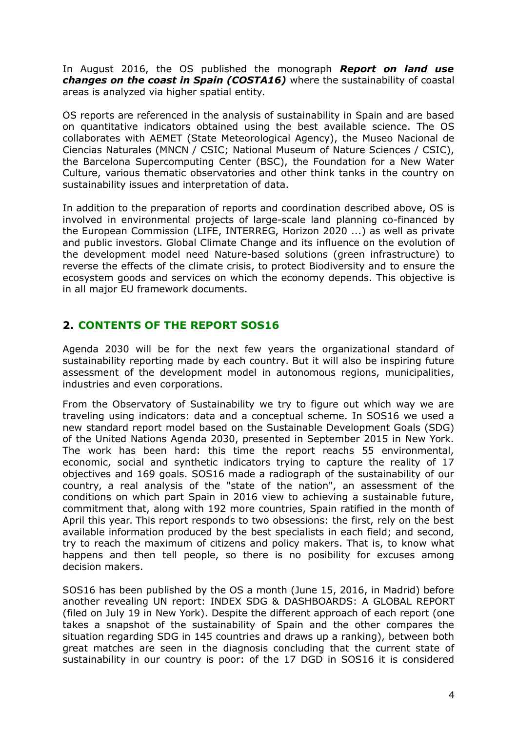In August 2016, the OS published the monograph ***Report on land use changes on the coast in Spain (COSTA16)*** where the sustainability of coastal areas is analyzed via higher spatial entity.

OS reports are referenced in the analysis of sustainability in Spain and are based on quantitative indicators obtained using the best available science. The OS collaborates with AEMET (State Meteorological Agency), the Museo Nacional de Ciencias Naturales (MNCN / CSIC; National Museum of Nature Sciences / CSIC), the Barcelona Supercomputing Center (BSC), the Foundation for a New Water Culture, various thematic observatories and other think tanks in the country on sustainability issues and interpretation of data.

In addition to the preparation of reports and coordination described above, OS is involved in environmental projects of large-scale land planning co-financed by the European Commission (LIFE, INTERREG, Horizon 2020 ...) as well as private and public investors. Global Climate Change and its influence on the evolution of the development model need Nature-based solutions (green infrastructure) to reverse the effects of the climate crisis, to protect Biodiversity and to ensure the ecosystem goods and services on which the economy depends. This objective is in all major EU framework documents.

## 2. CONTENTS OF THE REPORT SOS16

Agenda 2030 will be for the next few years the organizational standard of sustainability reporting made by each country. But it will also be inspiring future assessment of the development model in autonomous regions, municipalities, industries and even corporations.

From the Observatory of Sustainability we try to figure out which way we are traveling using indicators: data and a conceptual scheme. In SOS16 we used a new standard report model based on the Sustainable Development Goals (SDG) of the United Nations Agenda 2030, presented in September 2015 in New York. The work has been hard: this time the report reachs 55 environmental, economic, social and synthetic indicators trying to capture the reality of 17 objectives and 169 goals. SOS16 made a radiograph of the sustainability of our country, a real analysis of the "state of the nation", an assessment of the conditions on which part Spain in 2016 view to achieving a sustainable future, commitment that, along with 192 more countries, Spain ratified in the month of April this year. This report responds to two obsessions: the first, rely on the best available information produced by the best specialists in each field; and second, try to reach the maximum of citizens and policy makers. That is, to know what happens and then tell people, so there is no posibility for excuses among decision makers.

SOS16 has been published by the OS a month (June 15, 2016, in Madrid) before another revealing UN report: INDEX SDG & DASHBOARDS: A GLOBAL REPORT (filed on July 19 in New York). Despite the different approach of each report (one takes a snapshot of the sustainability of Spain and the other compares the situation regarding SDG in 145 countries and draws up a ranking), between both great matches are seen in the diagnosis concluding that the current state of sustainability in our country is poor: of the 17 DGD in SOS16 it is considered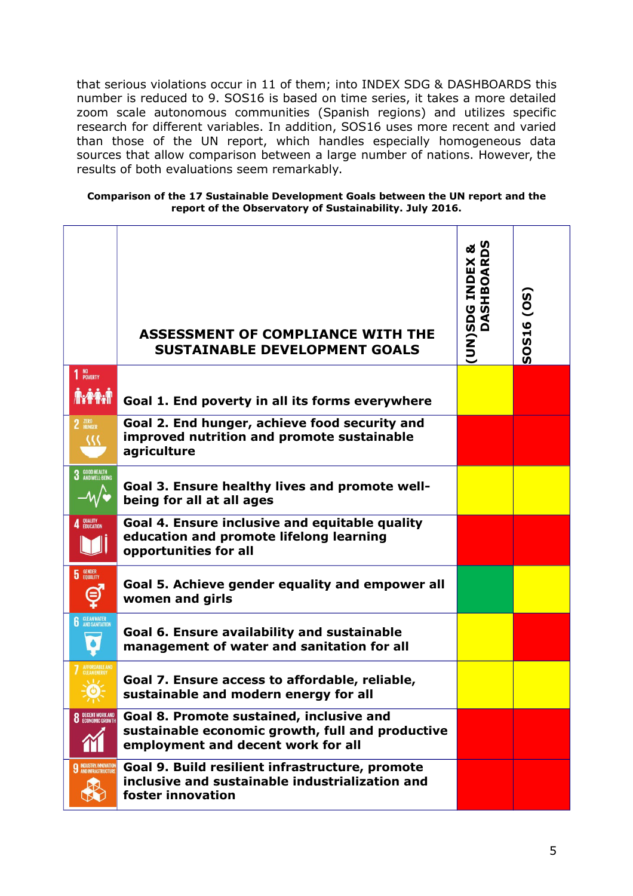that serious violations occur in 11 of them; into INDEX SDG & DASHBOARDS this number is reduced to 9. SOS16 is based on time series, it takes a more detailed zoom scale autonomous communities (Spanish regions) and utilizes specific research for different variables. In addition, SOS16 uses more recent and varied than those of the UN report, which handles especially homogeneous data sources that allow comparison between a large number of nations. However, the results of both evaluations seem remarkably.

**Comparison of the 17 Sustainable Development Goals between the UN report and the report of the Observatory of Sustainability. July 2016.**

| | ASSESSMENT OF COMPLIANCE WITH THE SUSTAINABLE DEVELOPMENT GOALS | (UN)SDG INDEX & DASHBOARDS | SOS16 (OS) |
|---|---|---|---|
| 1 NO POVERTY | Goal 1. End poverty in all its forms everywhere | Yellow | Red |
| 2 ZERO HUNGER | Goal 2. End hunger, achieve food security and improved nutrition and promote sustainable agriculture | Red | Red |
| 3 GOOD HEALTH AND WELL-BEING | Goal 3. Ensure healthy lives and promote well-being for all at all ages | Yellow | Yellow |
| 4 QUALITY EDUCATION | Goal 4. Ensure inclusive and equitable quality education and promote lifelong learning opportunities for all | Red | Red |
| 5 GENDER EQUALITY | Goal 5. Achieve gender equality and empower all women and girls | Green | Yellow |
| 6 CLEAN WATER AND SANITATION | Goal 6. Ensure availability and sustainable management of water and sanitation for all | Yellow | Red |
| 7 AFFORDABLE AND CLEAN ENERGY | Goal 7. Ensure access to affordable, reliable, sustainable and modern energy for all | Yellow | Yellow |
| 8 DECENT WORK AND ECONOMIC GROWTH | Goal 8. Promote sustained, inclusive and sustainable economic growth, full and productive employment and decent work for all | Red | Red |
| 9 INDUSTRY, INNOVATION AND INFRASTRUCTURE | Goal 9. Build resilient infrastructure, promote inclusive and sustainable industrialization and foster innovation | Red | Red |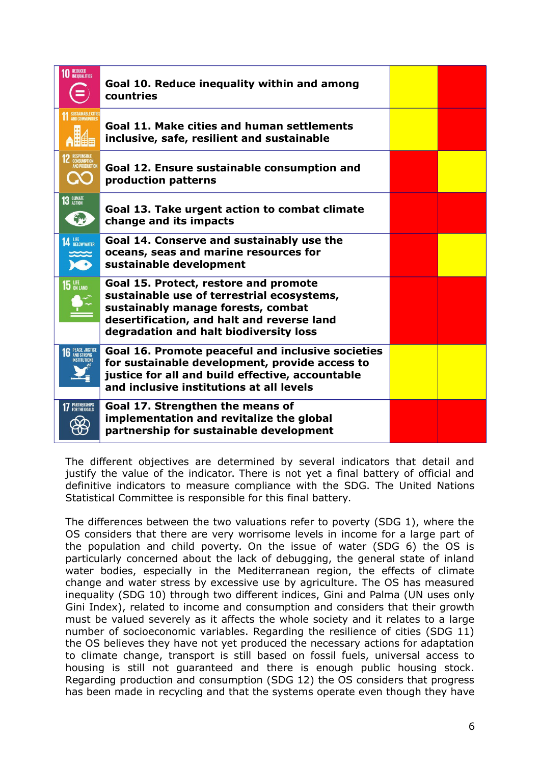| | | | |
|---|---|---|---|
| 10 REDUCED INEQUALITIES | **Goal 10. Reduce inequality within and among countries** | Yellow | Red |
| 11 SUSTAINABLE CITIES AND COMMUNITIES | **Goal 11. Make cities and human settlements inclusive, safe, resilient and sustainable** | Yellow | Red |
| 12 RESPONSIBLE CONSUMPTION AND PRODUCTION | **Goal 12. Ensure sustainable consumption and production patterns** | Red | Yellow |
| 13 CLIMATE ACTION | **Goal 13. Take urgent action to combat climate change and its impacts** | Red | Red |
| 14 LIFE BELOW WATER | **Goal 14. Conserve and sustainably use the oceans, seas and marine resources for sustainable development** | Red | Yellow |
| 15 LIFE ON LAND | **Goal 15. Protect, restore and promote sustainable use of terrestrial ecosystems, sustainably manage forests, combat desertification, and halt and reverse land degradation and halt biodiversity loss** | Red | Red |
| 16 PEACE, JUSTICE AND STRONG INSTITUTIONS | **Goal 16. Promote peaceful and inclusive societies for sustainable development, provide access to justice for all and build effective, accountable and inclusive institutions at all levels** | Yellow | Yellow |
| 17 PARTNERSHIPS FOR THE GOALS | **Goal 17. Strengthen the means of implementation and revitalize the global partnership for sustainable development** | Red | Red |

The different objectives are determined by several indicators that detail and justify the value of the indicator. There is not yet a final battery of official and definitive indicators to measure compliance with the SDG. The United Nations Statistical Committee is responsible for this final battery.

The differences between the two valuations refer to poverty (SDG 1), where the OS considers that there are very worrisome levels in income for a large part of the population and child poverty. On the issue of water (SDG 6) the OS is particularly concerned about the lack of debugging, the general state of inland water bodies, especially in the Mediterranean region, the effects of climate change and water stress by excessive use by agriculture. The OS has measured inequality (SDG 10) through two different indices, Gini and Palma (UN uses only Gini Index), related to income and consumption and considers that their growth must be valued severely as it affects the whole society and it relates to a large number of socioeconomic variables. Regarding the resilience of cities (SDG 11) the OS believes they have not yet produced the necessary actions for adaptation to climate change, transport is still based on fossil fuels, universal access to housing is still not guaranteed and there is enough public housing stock. Regarding production and consumption (SDG 12) the OS considers that progress has been made in recycling and that the systems operate even though they have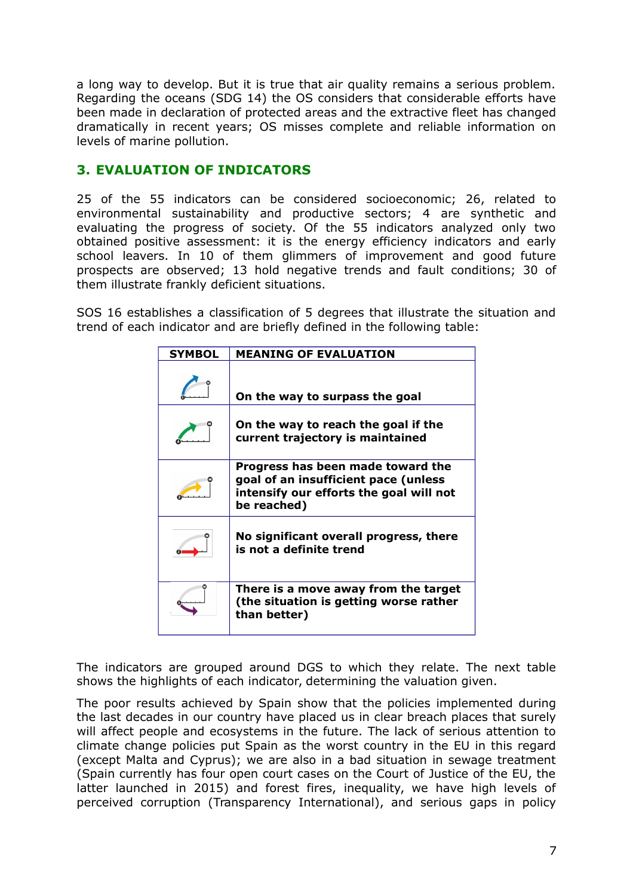a long way to develop. But it is true that air quality remains a serious problem. Regarding the oceans (SDG 14) the OS considers that considerable efforts have been made in declaration of protected areas and the extractive fleet has changed dramatically in recent years; OS misses complete and reliable information on levels of marine pollution.

## 3. EVALUATION OF INDICATORS

25 of the 55 indicators can be considered socioeconomic; 26, related to environmental sustainability and productive sectors; 4 are synthetic and evaluating the progress of society. Of the 55 indicators analyzed only two obtained positive assessment: it is the energy efficiency indicators and early school leavers. In 10 of them glimmers of improvement and good future prospects are observed; 13 hold negative trends and fault conditions; 30 of them illustrate frankly deficient situations.

SOS 16 establishes a classification of 5 degrees that illustrate the situation and trend of each indicator and are briefly defined in the following table:

| SYMBOL | MEANING OF EVALUATION |
|---|---|
| | **On the way to surpass the goal** |
| | **On the way to reach the goal if the current trajectory is maintained** |
| | **Progress has been made toward the goal of an insufficient pace (unless intensify our efforts the goal will not be reached)** |
| | **No significant overall progress, there is not a definite trend** |
| | **There is a move away from the target (the situation is getting worse rather than better)** |

The indicators are grouped around DGS to which they relate. The next table shows the highlights of each indicator, determining the valuation given.

The poor results achieved by Spain show that the policies implemented during the last decades in our country have placed us in clear breach places that surely will affect people and ecosystems in the future. The lack of serious attention to climate change policies put Spain as the worst country in the EU in this regard (except Malta and Cyprus); we are also in a bad situation in sewage treatment (Spain currently has four open court cases on the Court of Justice of the EU, the latter launched in 2015) and forest fires, inequality, we have high levels of perceived corruption (Transparency International), and serious gaps in policy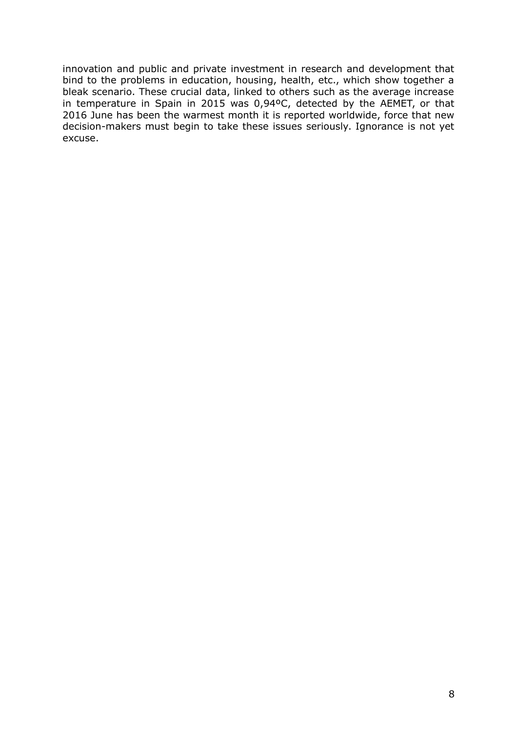innovation and public and private investment in research and development that bind to the problems in education, housing, health, etc., which show together a bleak scenario. These crucial data, linked to others such as the average increase in temperature in Spain in 2015 was 0,94ºC, detected by the AEMET, or that 2016 June has been the warmest month it is reported worldwide, force that new decision-makers must begin to take these issues seriously. Ignorance is not yet excuse.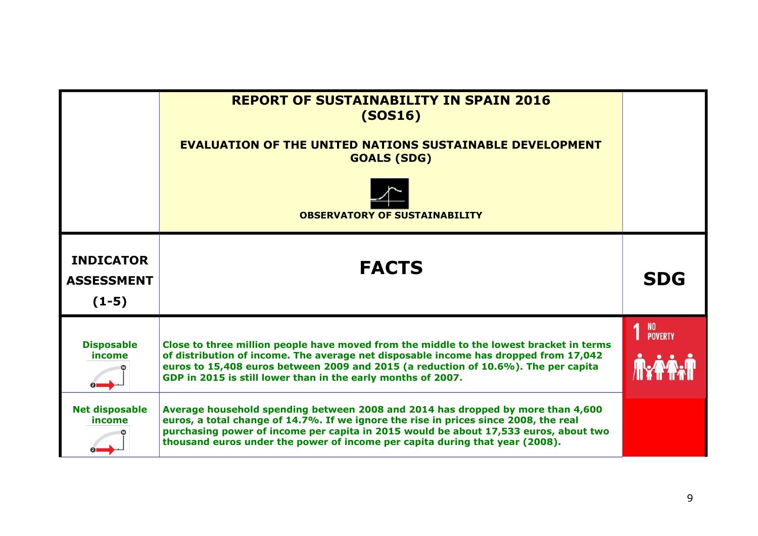| | **REPORT OF SUSTAINABILITY IN SPAIN 2016 (SOS16)**<br><br>**EVALUATION OF THE UNITED NATIONS SUSTAINABLE DEVELOPMENT GOALS (SDG)**<br><br>**OBSERVATORY OF SUSTAINABILITY** | |
|---|---|---|
| **INDICATOR ASSESSMENT (1-5)** | **FACTS** | **SDG** |
| **Disposable income** | **Close to three million people have moved from the middle to the lowest bracket in terms of distribution of income. The average net disposable income has dropped from 17,042 euros to 15,408 euros between 2009 and 2015 (a reduction of 10.6%). The per capita GDP in 2015 is still lower than in the early months of 2007.** | 1 NO POVERTY |
| **Net disposable income** | **Average household spending between 2008 and 2014 has dropped by more than 4,600 euros, a total change of 14.7%. If we ignore the rise in prices since 2008, the real purchasing power of income per capita in 2015 would be about 17,533 euros, about two thousand euros under the power of income per capita during that year (2008).** | |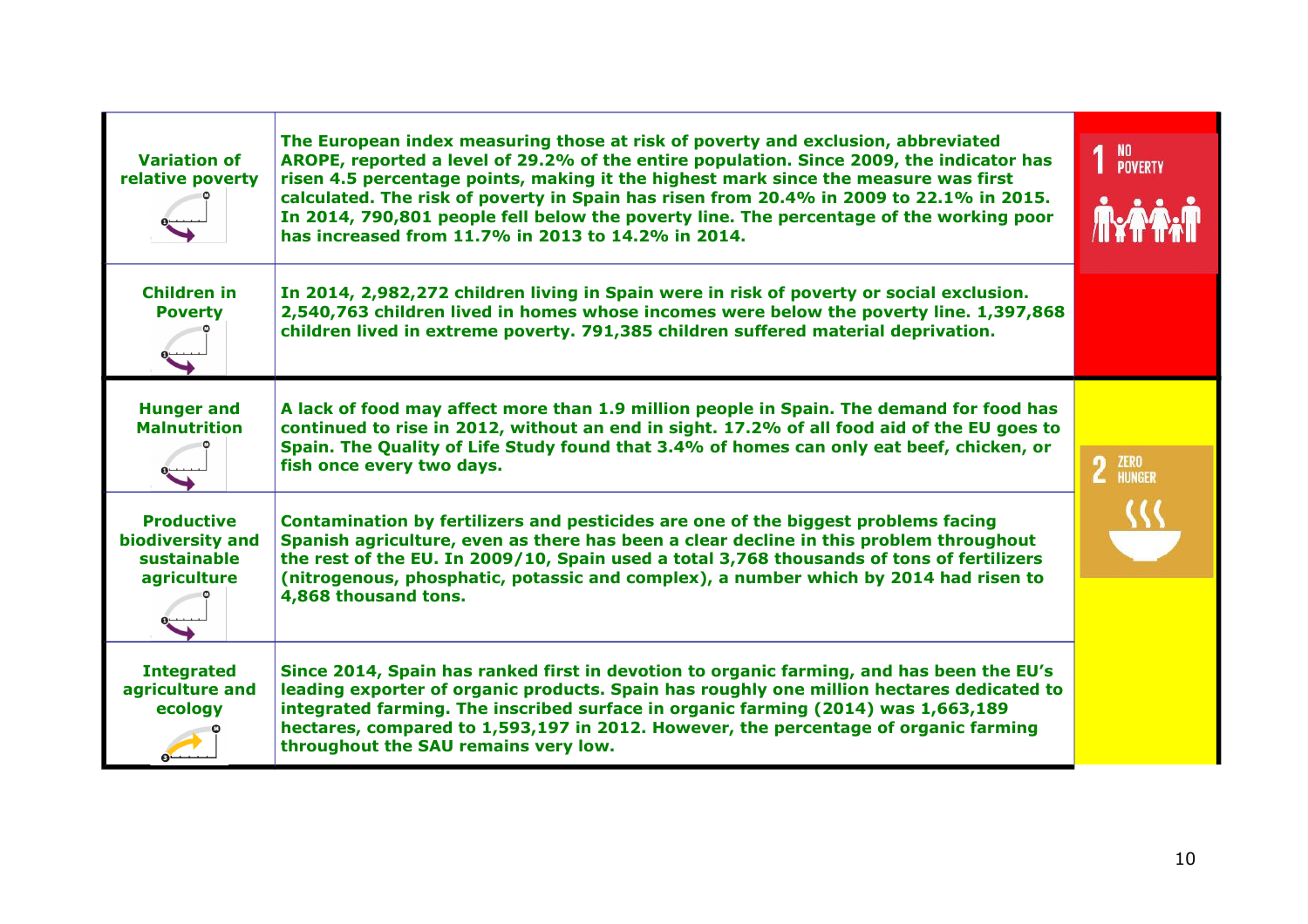| Indicator | Description | SDG |
|---|---|---|
| **Variation of relative poverty** | **The European index measuring those at risk of poverty and exclusion, abbreviated AROPE, reported a level of 29.2% of the entire population. Since 2009, the indicator has risen 4.5 percentage points, making it the highest mark since the measure was first calculated. The risk of poverty in Spain has risen from 20.4% in 2009 to 22.1% in 2015. In 2014, 790,801 people fell below the poverty line. The percentage of the working poor has increased from 11.7% in 2013 to 14.2% in 2014.** | 1 NO POVERTY |
| **Children in Poverty** | **In 2014, 2,982,272 children living in Spain were in risk of poverty or social exclusion. 2,540,763 children lived in homes whose incomes were below the poverty line. 1,397,868 children lived in extreme poverty. 791,385 children suffered material deprivation.** | |
| **Hunger and Malnutrition** | **A lack of food may affect more than 1.9 million people in Spain. The demand for food has continued to rise in 2012, without an end in sight. 17.2% of all food aid of the EU goes to Spain. The Quality of Life Study found that 3.4% of homes can only eat beef, chicken, or fish once every two days.** | 2 ZERO HUNGER |
| **Productive biodiversity and sustainable agriculture** | **Contamination by fertilizers and pesticides are one of the biggest problems facing Spanish agriculture, even as there has been a clear decline in this problem throughout the rest of the EU. In 2009/10, Spain used a total 3,768 thousands of tons of fertilizers (nitrogenous, phosphatic, potassic and complex), a number which by 2014 had risen to 4,868 thousand tons.** | |
| **Integrated agriculture and ecology** | **Since 2014, Spain has ranked first in devotion to organic farming, and has been the EU's leading exporter of organic products. Spain has roughly one million hectares dedicated to integrated farming. The inscribed surface in organic farming (2014) was 1,663,189 hectares, compared to 1,593,197 in 2012. However, the percentage of organic farming throughout the SAU remains very low.** | |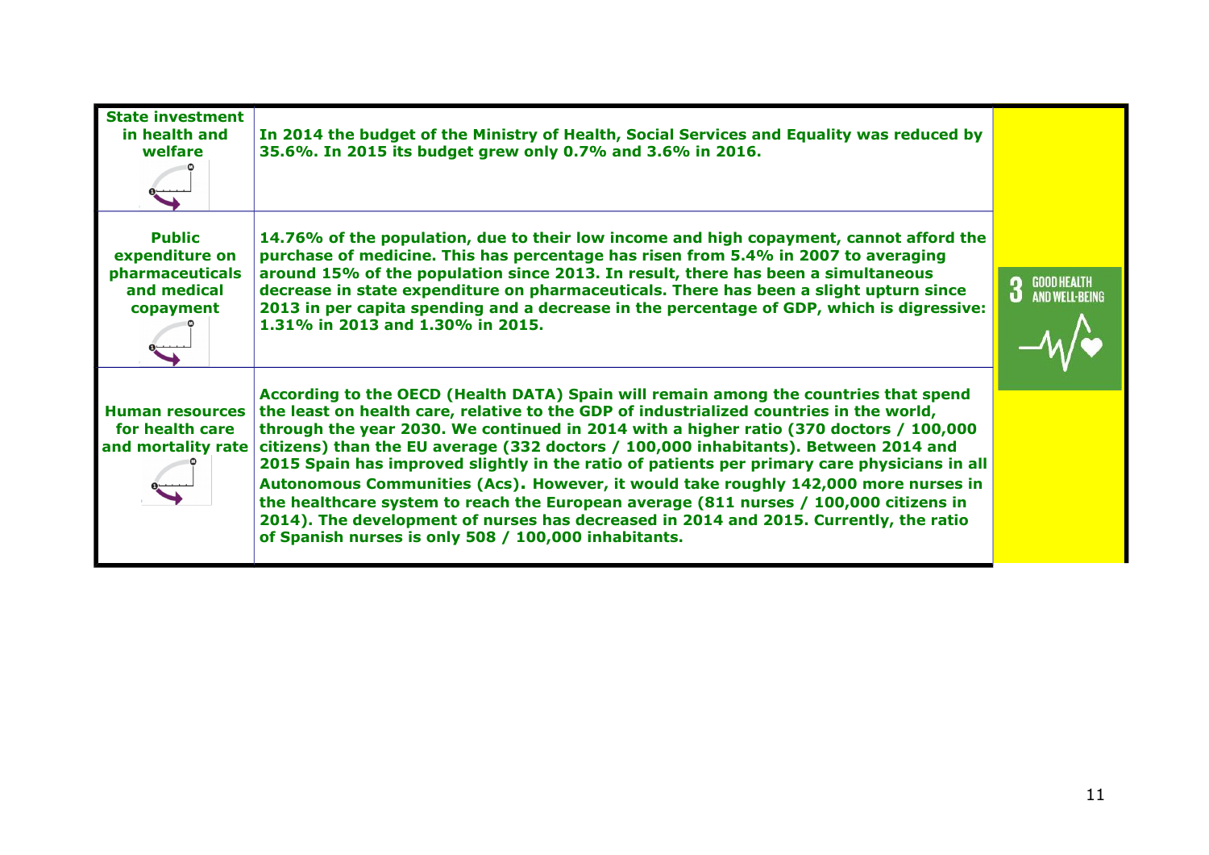| | | |
|---|---|---|
| **State investment in health and welfare** | **In 2014 the budget of the Ministry of Health, Social Services and Equality was reduced by 35.6%. In 2015 its budget grew only 0.7% and 3.6% in 2016.** | 3 GOOD HEALTH AND WELL-BEING |
| **Public expenditure on pharmaceuticals and medical copayment** | **14.76% of the population, due to their low income and high copayment, cannot afford the purchase of medicine. This has percentage has risen from 5.4% in 2007 to averaging around 15% of the population since 2013. In result, there has been a simultaneous decrease in state expenditure on pharmaceuticals. There has been a slight upturn since 2013 in per capita spending and a decrease in the percentage of GDP, which is digressive: 1.31% in 2013 and 1.30% in 2015.** | |
| **Human resources for health care and mortality rate** | **According to the OECD (Health DATA) Spain will remain among the countries that spend the least on health care, relative to the GDP of industrialized countries in the world, through the year 2030. We continued in 2014 with a higher ratio (370 doctors / 100,000 citizens) than the EU average (332 doctors / 100,000 inhabitants). Between 2014 and 2015 Spain has improved slightly in the ratio of patients per primary care physicians in all Autonomous Communities (Acs). However, it would take roughly 142,000 more nurses in the healthcare system to reach the European average (811 nurses / 100,000 citizens in 2014). The development of nurses has decreased in 2014 and 2015. Currently, the ratio of Spanish nurses is only 508 / 100,000 inhabitants.** | |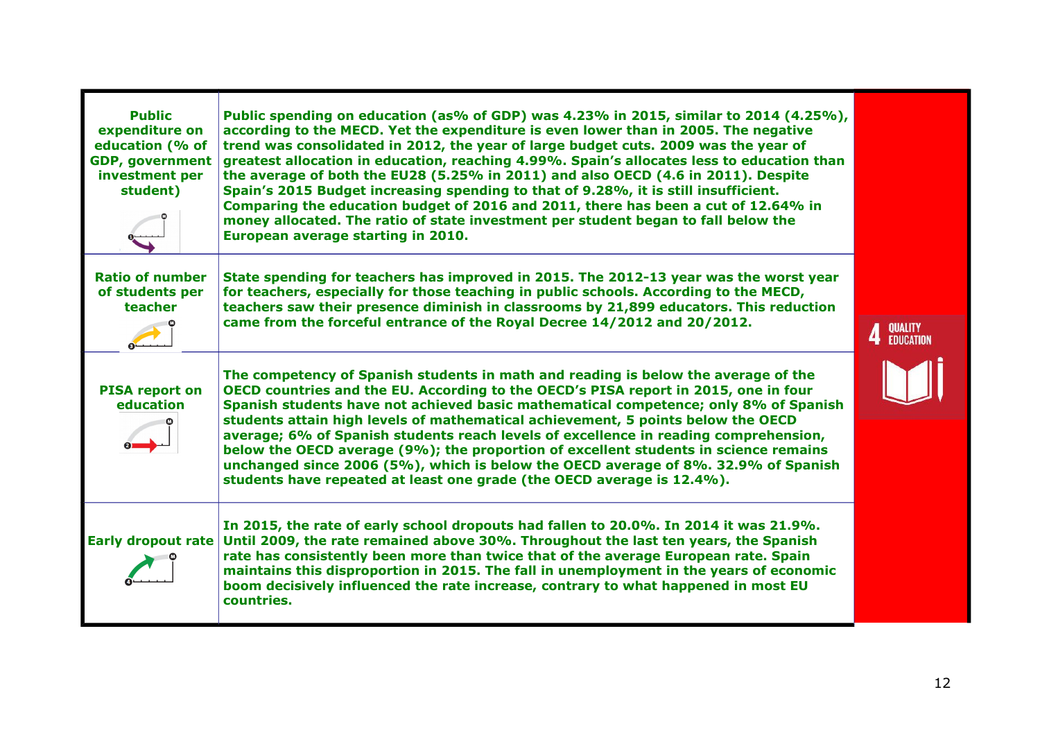| | | |
|---|---|---|
| **Public expenditure on education (% of GDP, government investment per student)** | **Public spending on education (as% of GDP) was 4.23% in 2015, similar to 2014 (4.25%), according to the MECD. Yet the expenditure is even lower than in 2005. The negative trend was consolidated in 2012, the year of large budget cuts. 2009 was the year of greatest allocation in education, reaching 4.99%. Spain's allocates less to education than the average of both the EU28 (5.25% in 2011) and also OECD (4.6 in 2011). Despite Spain's 2015 Budget increasing spending to that of 9.28%, it is still insufficient. Comparing the education budget of 2016 and 2011, there has been a cut of 12.64% in money allocated. The ratio of state investment per student began to fall below the European average starting in 2010.** | 4 QUALITY EDUCATION |
| **Ratio of number of students per teacher** | **State spending for teachers has improved in 2015. The 2012-13 year was the worst year for teachers, especially for those teaching in public schools. According to the MECD, teachers saw their presence diminish in classrooms by 21,899 educators. This reduction came from the forceful entrance of the Royal Decree 14/2012 and 20/2012.** | |
| **PISA report on education** | **The competency of Spanish students in math and reading is below the average of the OECD countries and the EU. According to the OECD's PISA report in 2015, one in four Spanish students have not achieved basic mathematical competence; only 8% of Spanish students attain high levels of mathematical achievement, 5 points below the OECD average; 6% of Spanish students reach levels of excellence in reading comprehension, below the OECD average (9%); the proportion of excellent students in science remains unchanged since 2006 (5%), which is below the OECD average of 8%. 32.9% of Spanish students have repeated at least one grade (the OECD average is 12.4%).** | |
| **Early dropout rate** | **In 2015, the rate of early school dropouts had fallen to 20.0%. In 2014 it was 21.9%. Until 2009, the rate remained above 30%. Throughout the last ten years, the Spanish rate has consistently been more than twice that of the average European rate. Spain maintains this disproportion in 2015. The fall in unemployment in the years of economic boom decisively influenced the rate increase, contrary to what happened in most EU countries.** | |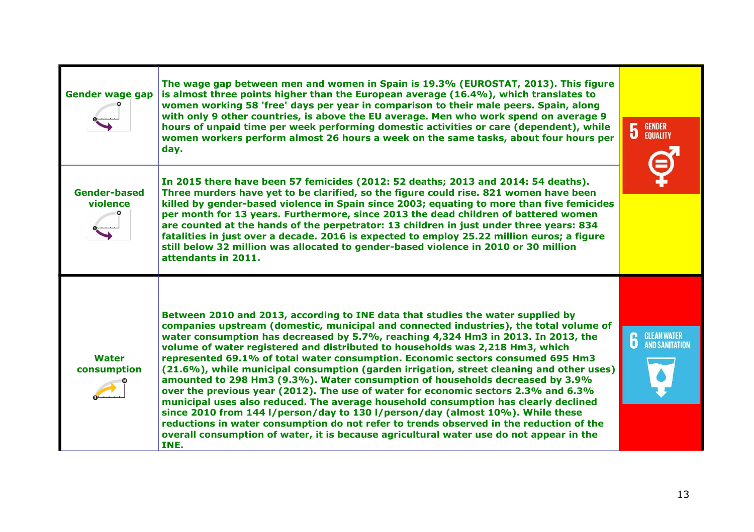| Indicator | Description | SDG |
|---|---|---|
| **Gender wage gap** | **The wage gap between men and women in Spain is 19.3% (EUROSTAT, 2013). This figure is almost three points higher than the European average (16.4%), which translates to women working 58 'free' days per year in comparison to their male peers. Spain, along with only 9 other countries, is above the EU average. Men who work spend on average 9 hours of unpaid time per week performing domestic activities or care (dependent), while women workers perform almost 26 hours a week on the same tasks, about four hours per day.** | 5 GENDER EQUALITY |
| **Gender-based violence** | **In 2015 there have been 57 femicides (2012: 52 deaths; 2013 and 2014: 54 deaths). Three murders have yet to be clarified, so the figure could rise. 821 women have been killed by gender-based violence in Spain since 2003; equating to more than five femicides per month for 13 years. Furthermore, since 2013 the dead children of battered women are counted at the hands of the perpetrator: 13 children in just under three years: 834 fatalities in just over a decade. 2016 is expected to employ 25.22 million euros; a figure still below 32 million was allocated to gender-based violence in 2010 or 30 million attendants in 2011.** | |
| **Water consumption** | **Between 2010 and 2013, according to INE data that studies the water supplied by companies upstream (domestic, municipal and connected industries), the total volume of water consumption has decreased by 5.7%, reaching 4,324 Hm3 in 2013. In 2013, the volume of water registered and distributed to households was 2,218 Hm3, which represented 69.1% of total water consumption. Economic sectors consumed 695 Hm3 (21.6%), while municipal consumption (garden irrigation, street cleaning and other uses) amounted to 298 Hm3 (9.3%). Water consumption of households decreased by 3.9% over the previous year (2012). The use of water for economic sectors 2.3% and 6.3% municipal uses also reduced. The average household consumption has clearly declined since 2010 from 144 l/person/day to 130 l/person/day (almost 10%). While these reductions in water consumption do not refer to trends observed in the reduction of the overall consumption of water, it is because agricultural water use do not appear in the INE.** | 6 CLEAN WATER AND SANITATION |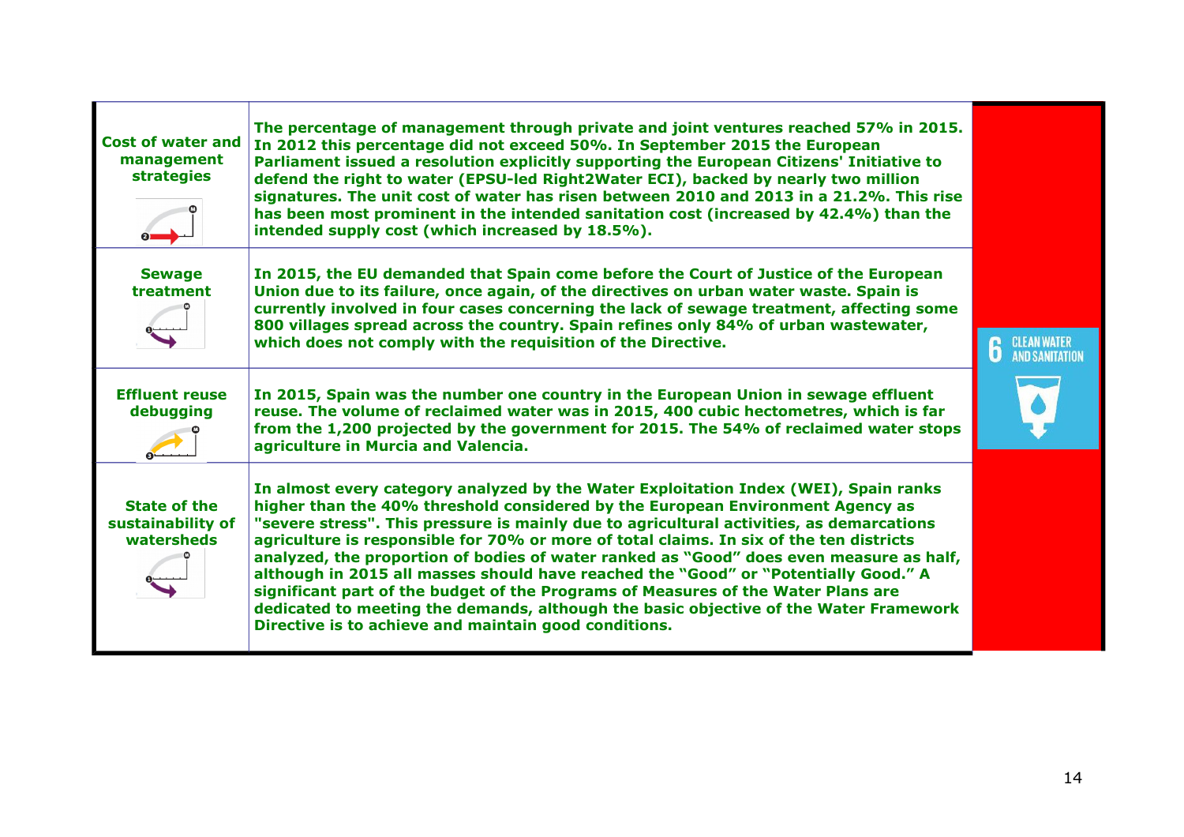| | | |
|---|---|---|
| **Cost of water and management strategies** | **The percentage of management through private and joint ventures reached 57% in 2015. In 2012 this percentage did not exceed 50%. In September 2015 the European Parliament issued a resolution explicitly supporting the European Citizens' Initiative to defend the right to water (EPSU-led Right2Water ECI), backed by nearly two million signatures. The unit cost of water has risen between 2010 and 2013 in a 21.2%. This rise has been most prominent in the intended sanitation cost (increased by 42.4%) than the intended supply cost (which increased by 18.5%).** | 6 CLEAN WATER AND SANITATION |
| **Sewage treatment** | **In 2015, the EU demanded that Spain come before the Court of Justice of the European Union due to its failure, once again, of the directives on urban water waste. Spain is currently involved in four cases concerning the lack of sewage treatment, affecting some 800 villages spread across the country. Spain refines only 84% of urban wastewater, which does not comply with the requisition of the Directive.** | |
| **Effluent reuse debugging** | **In 2015, Spain was the number one country in the European Union in sewage effluent reuse. The volume of reclaimed water was in 2015, 400 cubic hectometres, which is far from the 1,200 projected by the government for 2015. The 54% of reclaimed water stops agriculture in Murcia and Valencia.** | |
| **State of the sustainability of watersheds** | **In almost every category analyzed by the Water Exploitation Index (WEI), Spain ranks higher than the 40% threshold considered by the European Environment Agency as "severe stress". This pressure is mainly due to agricultural activities, as demarcations agriculture is responsible for 70% or more of total claims. In six of the ten districts analyzed, the proportion of bodies of water ranked as "Good" does even measure as half, although in 2015 all masses should have reached the "Good" or "Potentially Good." A significant part of the budget of the Programs of Measures of the Water Plans are dedicated to meeting the demands, although the basic objective of the Water Framework Directive is to achieve and maintain good conditions.** | |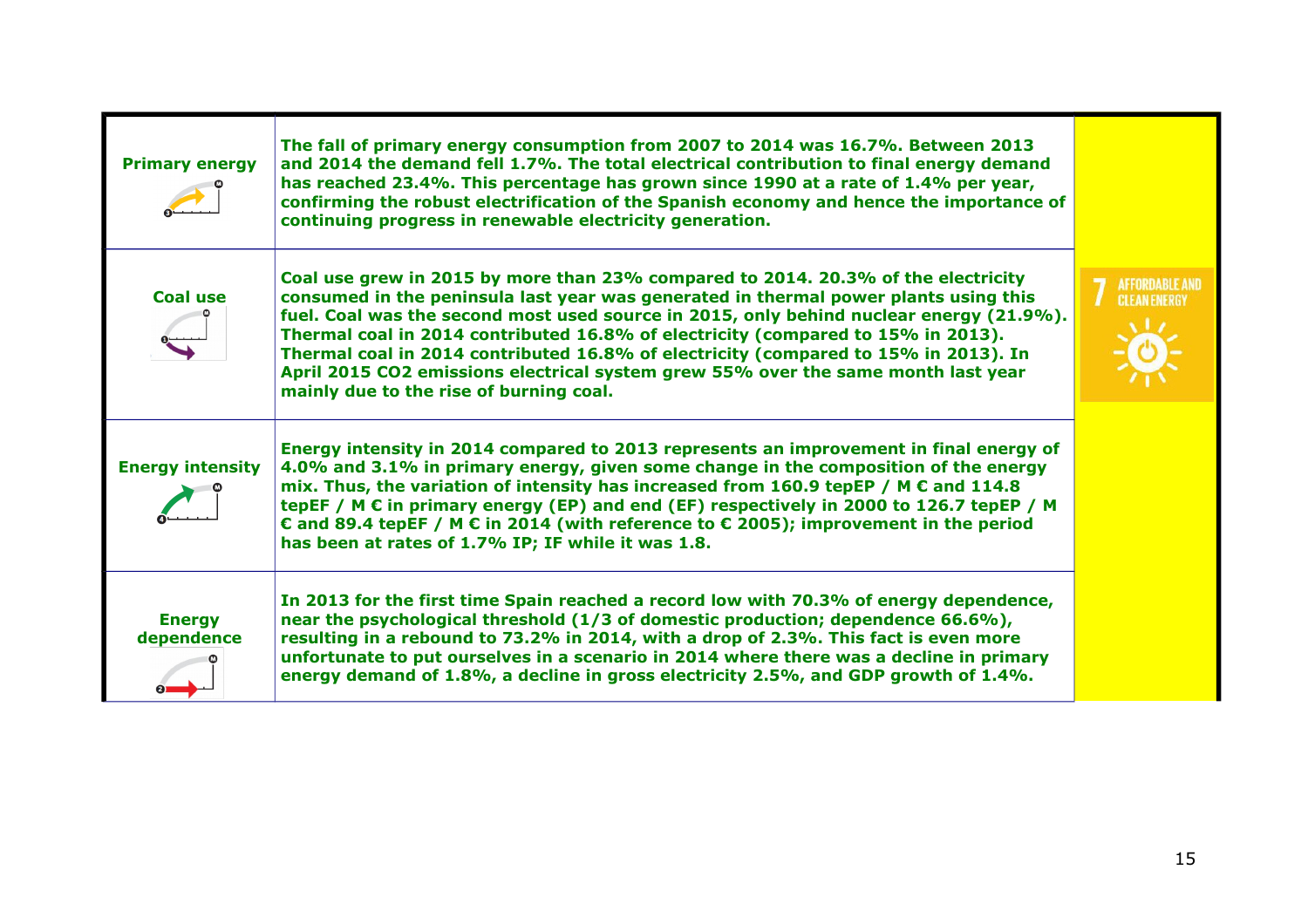| | | |
|---|---|---|
| **Primary energy** | The fall of primary energy consumption from 2007 to 2014 was 16.7%. Between 2013 and 2014 the demand fell 1.7%. The total electrical contribution to final energy demand has reached 23.4%. This percentage has grown since 1990 at a rate of 1.4% per year, confirming the robust electrification of the Spanish economy and hence the importance of continuing progress in renewable electricity generation. | 7 AFFORDABLE AND CLEAN ENERGY |
| **Coal use** | Coal use grew in 2015 by more than 23% compared to 2014. 20.3% of the electricity consumed in the peninsula last year was generated in thermal power plants using this fuel. Coal was the second most used source in 2015, only behind nuclear energy (21.9%). Thermal coal in 2014 contributed 16.8% of electricity (compared to 15% in 2013). Thermal coal in 2014 contributed 16.8% of electricity (compared to 15% in 2013). In April 2015 $CO_2$ emissions electrical system grew 55% over the same month last year mainly due to the rise of burning coal. | |
| **Energy intensity** | Energy intensity in 2014 compared to 2013 represents an improvement in final energy of 4.0% and 3.1% in primary energy, given some change in the composition of the energy mix. Thus, the variation of intensity has increased from 160.9 tepEP / M € and 114.8 tepEF / M € in primary energy (EP) and end (EF) respectively in 2000 to 126.7 tepEP / M € and 89.4 tepEF / M € in 2014 (with reference to € 2005); improvement in the period has been at rates of 1.7% IP; IF while it was 1.8. | |
| **Energy dependence** | In 2013 for the first time Spain reached a record low with 70.3% of energy dependence, near the psychological threshold (1/3 of domestic production; dependence 66.6%), resulting in a rebound to 73.2% in 2014, with a drop of 2.3%. This fact is even more unfortunate to put ourselves in a scenario in 2014 where there was a decline in primary energy demand of 1.8%, a decline in gross electricity 2.5%, and GDP growth of 1.4%. | |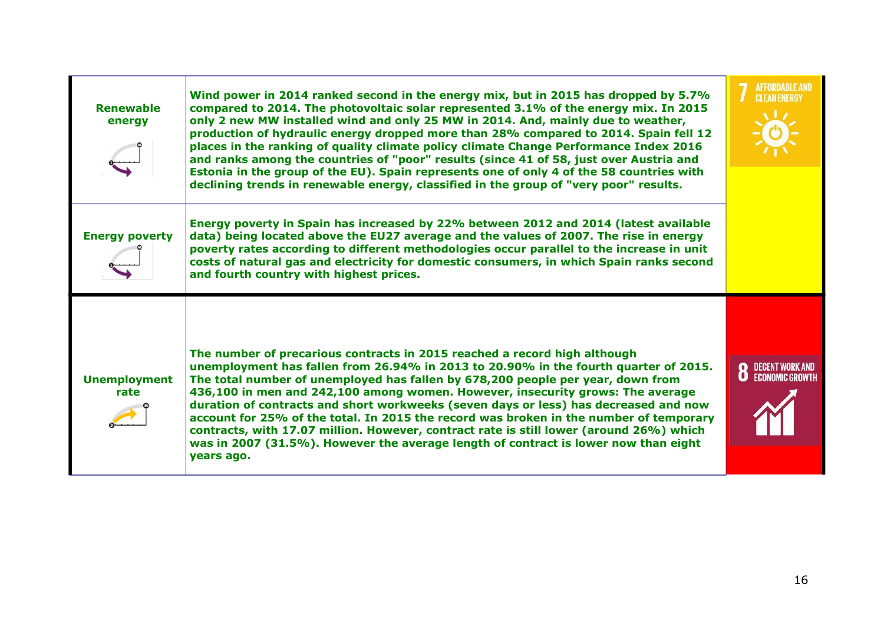| Indicator | Description | SDG |
| --- | --- | --- |
| **Renewable energy** | **Wind power in 2014 ranked second in the energy mix, but in 2015 has dropped by 5.7% compared to 2014. The photovoltaic solar represented 3.1% of the energy mix. In 2015 only 2 new MW installed wind and only 25 MW in 2014. And, mainly due to weather, production of hydraulic energy dropped more than 28% compared to 2014. Spain fell 12 places in the ranking of quality climate policy climate Change Performance Index 2016 and ranks among the countries of "poor" results (since 41 of 58, just over Austria and Estonia in the group of the EU). Spain represents one of only 4 of the 58 countries with declining trends in renewable energy, classified in the group of "very poor" results.** | 7 AFFORDABLE AND CLEAN ENERGY |
| **Energy poverty** | **Energy poverty in Spain has increased by 22% between 2012 and 2014 (latest available data) being located above the EU27 average and the values of 2007. The rise in energy poverty rates according to different methodologies occur parallel to the increase in unit costs of natural gas and electricity for domestic consumers, in which Spain ranks second and fourth country with highest prices.** | |
| **Unemployment rate** | **The number of precarious contracts in 2015 reached a record high although unemployment has fallen from 26.94% in 2013 to 20.90% in the fourth quarter of 2015. The total number of unemployed has fallen by 678,200 people per year, down from 436,100 in men and 242,100 among women. However, insecurity grows: The average duration of contracts and short workweeks (seven days or less) has decreased and now account for 25% of the total. In 2015 the record was broken in the number of temporary contracts, with 17.07 million. However, contract rate is still lower (around 26%) which was in 2007 (31.5%). However the average length of contract is lower now than eight years ago.** | 8 DECENT WORK AND ECONOMIC GROWTH |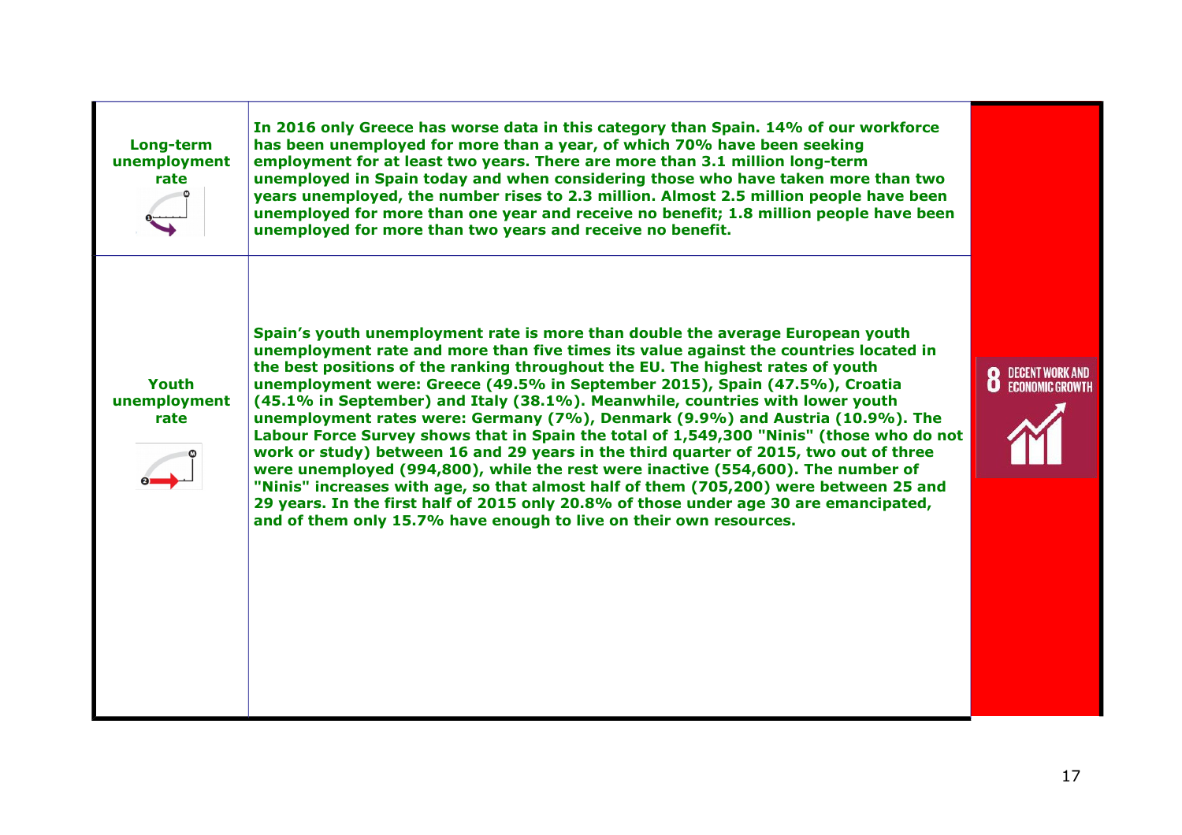| | | |
|---|---|---|
| **Long-term unemployment rate** | **In 2016 only Greece has worse data in this category than Spain. 14% of our workforce has been unemployed for more than a year, of which 70% have been seeking employment for at least two years. There are more than 3.1 million long-term unemployed in Spain today and when considering those who have taken more than two years unemployed, the number rises to 2.3 million. Almost 2.5 million people have been unemployed for more than one year and receive no benefit; 1.8 million people have been unemployed for more than two years and receive no benefit.** | 8 DECENT WORK AND ECONOMIC GROWTH |
| **Youth unemployment rate** | **Spain's youth unemployment rate is more than double the average European youth unemployment rate and more than five times its value against the countries located in the best positions of the ranking throughout the EU. The highest rates of youth unemployment were: Greece (49.5% in September 2015), Spain (47.5%), Croatia (45.1% in September) and Italy (38.1%). Meanwhile, countries with lower youth unemployment rates were: Germany (7%), Denmark (9.9%) and Austria (10.9%). The Labour Force Survey shows that in Spain the total of 1,549,300 "Ninis" (those who do not work or study) between 16 and 29 years in the third quarter of 2015, two out of three were unemployed (994,800), while the rest were inactive (554,600). The number of "Ninis" increases with age, so that almost half of them (705,200) were between 25 and 29 years. In the first half of 2015 only 20.8% of those under age 30 are emancipated, and of them only 15.7% have enough to live on their own resources.** | |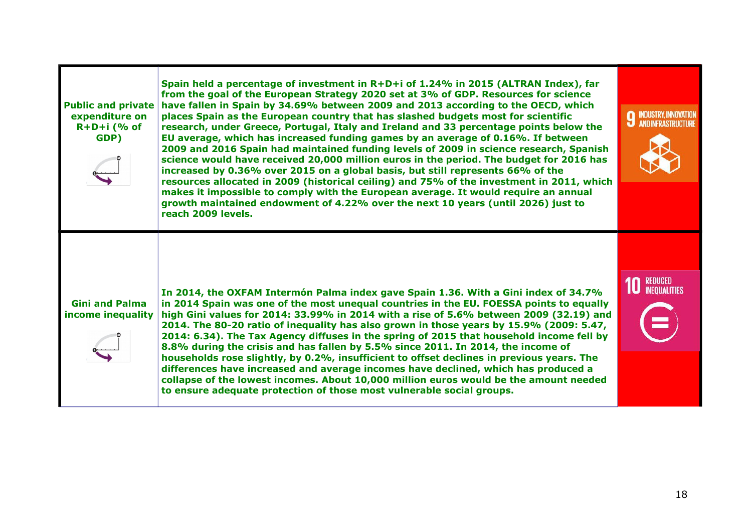| Public and private expenditure on R+D+i (% of GDP) | Spain held a percentage of investment in R+D+i of 1.24% in 2015 (ALTRAN Index), far from the goal of the European Strategy 2020 set at 3% of GDP. Resources for science have fallen in Spain by 34.69% between 2009 and 2013 according to the OECD, which places Spain as the European country that has slashed budgets most for scientific research, under Greece, Portugal, Italy and Ireland and 33 percentage points below the EU average, which has increased funding games by an average of 0.16%. If between 2009 and 2016 Spain had maintained funding levels of 2009 in science research, Spanish science would have received 20,000 million euros in the period. The budget for 2016 has increased by 0.36% over 2015 on a global basis, but still represents 66% of the resources allocated in 2009 (historical ceiling) and 75% of the investment in 2011, which makes it impossible to comply with the European average. It would require an annual growth maintained endowment of 4.22% over the next 10 years (until 2026) just to reach 2009 levels. | 9 INDUSTRY, INNOVATION AND INFRASTRUCTURE |
|---|---|---|
| Gini and Palma income inequality | In 2014, the OXFAM Intermón Palma index gave Spain 1.36. With a Gini index of 34.7% in 2014 Spain was one of the most unequal countries in the EU. FOESSA points to equally high Gini values for 2014: 33.99% in 2014 with a rise of 5.6% between 2009 (32.19) and 2014. The 80-20 ratio of inequality has also grown in those years by 15.9% (2009: 5.47, 2014: 6.34). The Tax Agency diffuses in the spring of 2015 that household income fell by 8.8% during the crisis and has fallen by 5.5% since 2011. In 2014, the income of households rose slightly, by 0.2%, insufficient to offset declines in previous years. The differences have increased and average incomes have declined, which has produced a collapse of the lowest incomes. About 10,000 million euros would be the amount needed to ensure adequate protection of those most vulnerable social groups. | 10 REDUCED INEQUALITIES |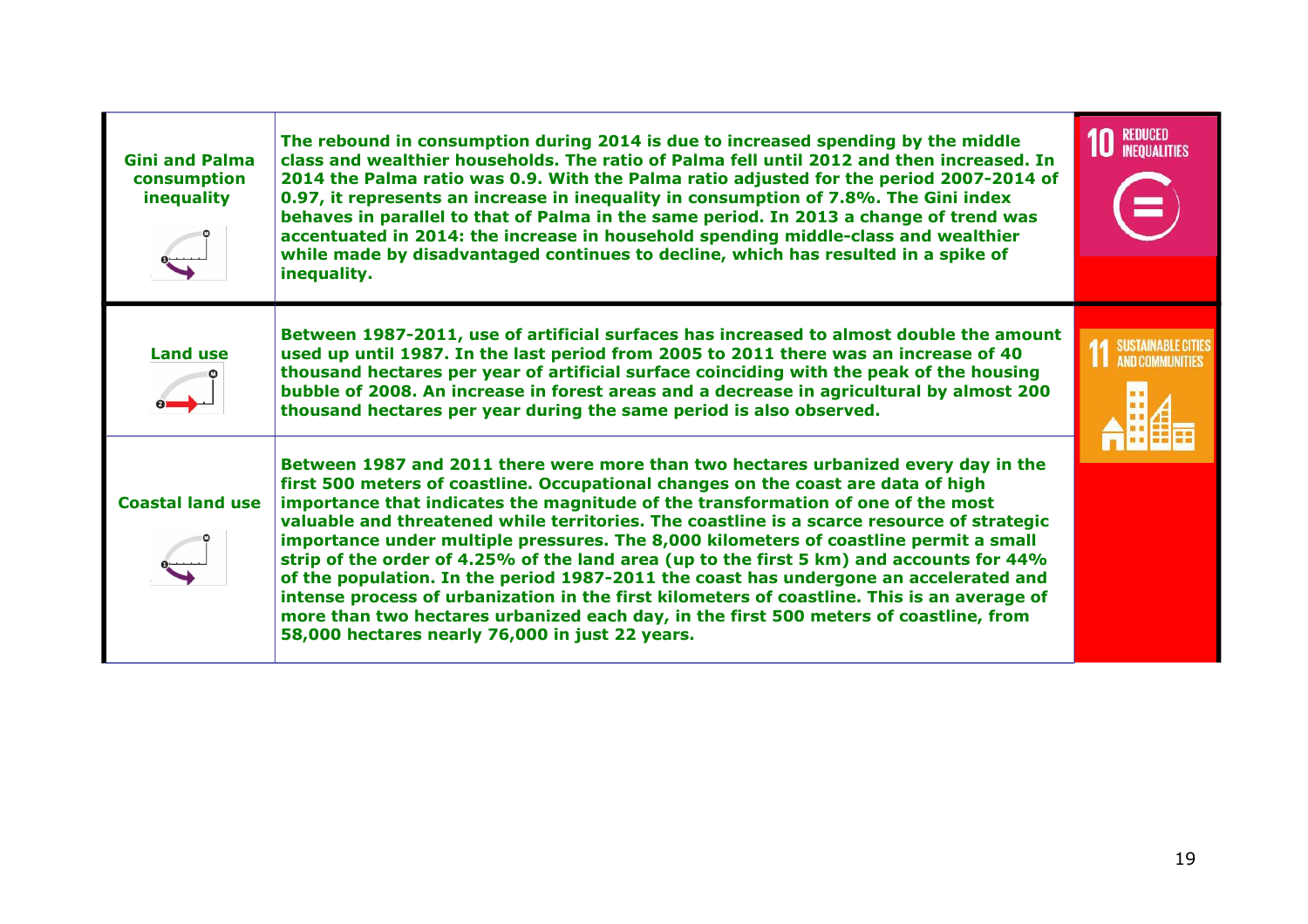| Indicator | Description | SDG |
|---|---|---|
| **Gini and Palma consumption inequality** | **The rebound in consumption during 2014 is due to increased spending by the middle class and wealthier households. The ratio of Palma fell until 2012 and then increased. In 2014 the Palma ratio was 0.9. With the Palma ratio adjusted for the period 2007-2014 of 0.97, it represents an increase in inequality in consumption of 7.8%. The Gini index behaves in parallel to that of Palma in the same period. In 2013 a change of trend was accentuated in 2014: the increase in household spending middle-class and wealthier while made by disadvantaged continues to decline, which has resulted in a spike of inequality.** | 10 REDUCED INEQUALITIES |
| **Land use** | **Between 1987-2011, use of artificial surfaces has increased to almost double the amount used up until 1987. In the last period from 2005 to 2011 there was an increase of 40 thousand hectares per year of artificial surface coinciding with the peak of the housing bubble of 2008. An increase in forest areas and a decrease in agricultural by almost 200 thousand hectares per year during the same period is also observed.** | 11 SUSTAINABLE CITIES AND COMMUNITIES |
| **Coastal land use** | **Between 1987 and 2011 there were more than two hectares urbanized every day in the first 500 meters of coastline. Occupational changes on the coast are data of high importance that indicates the magnitude of the transformation of one of the most valuable and threatened while territories. The coastline is a scarce resource of strategic importance under multiple pressures. The 8,000 kilometers of coastline permit a small strip of the order of 4.25% of the land area (up to the first 5 km) and accounts for 44% of the population. In the period 1987-2011 the coast has undergone an accelerated and intense process of urbanization in the first kilometers of coastline. This is an average of more than two hectares urbanized each day, in the first 500 meters of coastline, from 58,000 hectares nearly 76,000 in just 22 years.** | |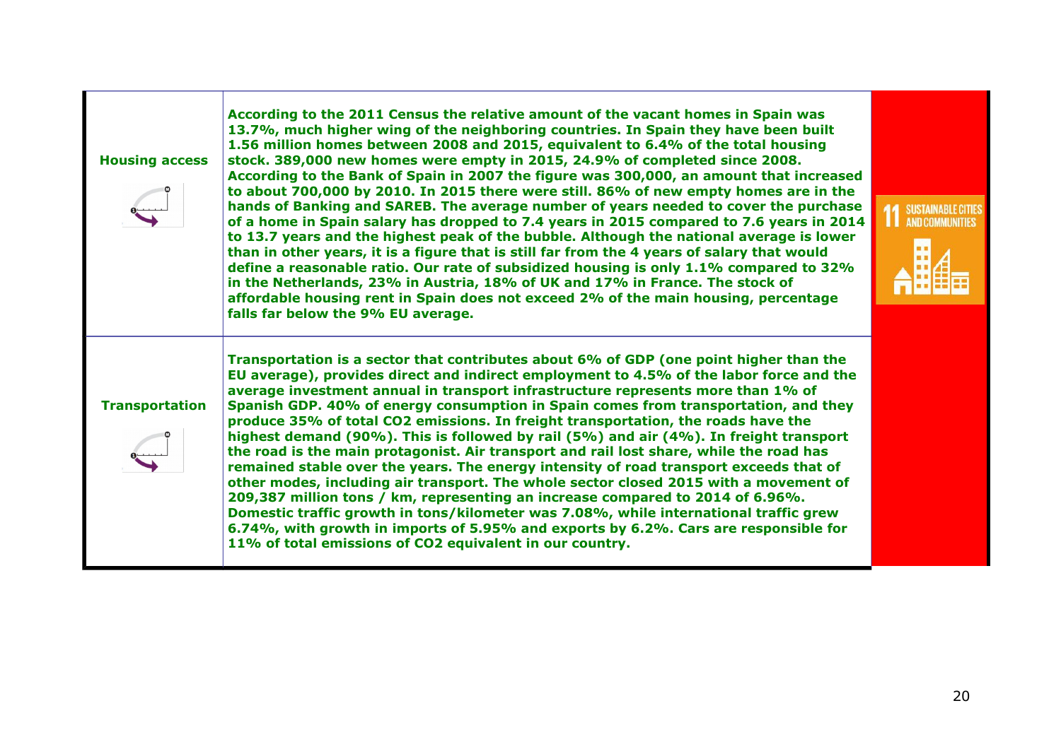| | | |
|---|---|---|
| **Housing access** | **According to the 2011 Census the relative amount of the vacant homes in Spain was 13.7%, much higher wing of the neighboring countries. In Spain they have been built 1.56 million homes between 2008 and 2015, equivalent to 6.4% of the total housing stock. 389,000 new homes were empty in 2015, 24.9% of completed since 2008. According to the Bank of Spain in 2007 the figure was 300,000, an amount that increased to about 700,000 by 2010. In 2015 there were still. 86% of new empty homes are in the hands of Banking and SAREB. The average number of years needed to cover the purchase of a home in Spain salary has dropped to 7.4 years in 2015 compared to 7.6 years in 2014 to 13.7 years and the highest peak of the bubble. Although the national average is lower than in other years, it is a figure that is still far from the 4 years of salary that would define a reasonable ratio. Our rate of subsidized housing is only 1.1% compared to 32% in the Netherlands, 23% in Austria, 18% of UK and 17% in France. The stock of affordable housing rent in Spain does not exceed 2% of the main housing, percentage falls far below the 9% EU average.** | 11 SUSTAINABLE CITIES AND COMMUNITIES |
| **Transportation** | **Transportation is a sector that contributes about 6% of GDP (one point higher than the EU average), provides direct and indirect employment to 4.5% of the labor force and the average investment annual in transport infrastructure represents more than 1% of Spanish GDP. 40% of energy consumption in Spain comes from transportation, and they produce 35% of total $CO_2$ emissions. In freight transportation, the roads have the highest demand (90%). This is followed by rail (5%) and air (4%). In freight transport the road is the main protagonist. Air transport and rail lost share, while the road has remained stable over the years. The energy intensity of road transport exceeds that of other modes, including air transport. The whole sector closed 2015 with a movement of 209,387 million tons / km, representing an increase compared to 2014 of 6.96%. Domestic traffic growth in tons/kilometer was 7.08%, while international traffic grew 6.74%, with growth in imports of 5.95% and exports by 6.2%. Cars are responsible for 11% of total emissions of $CO_2$ equivalent in our country.** | |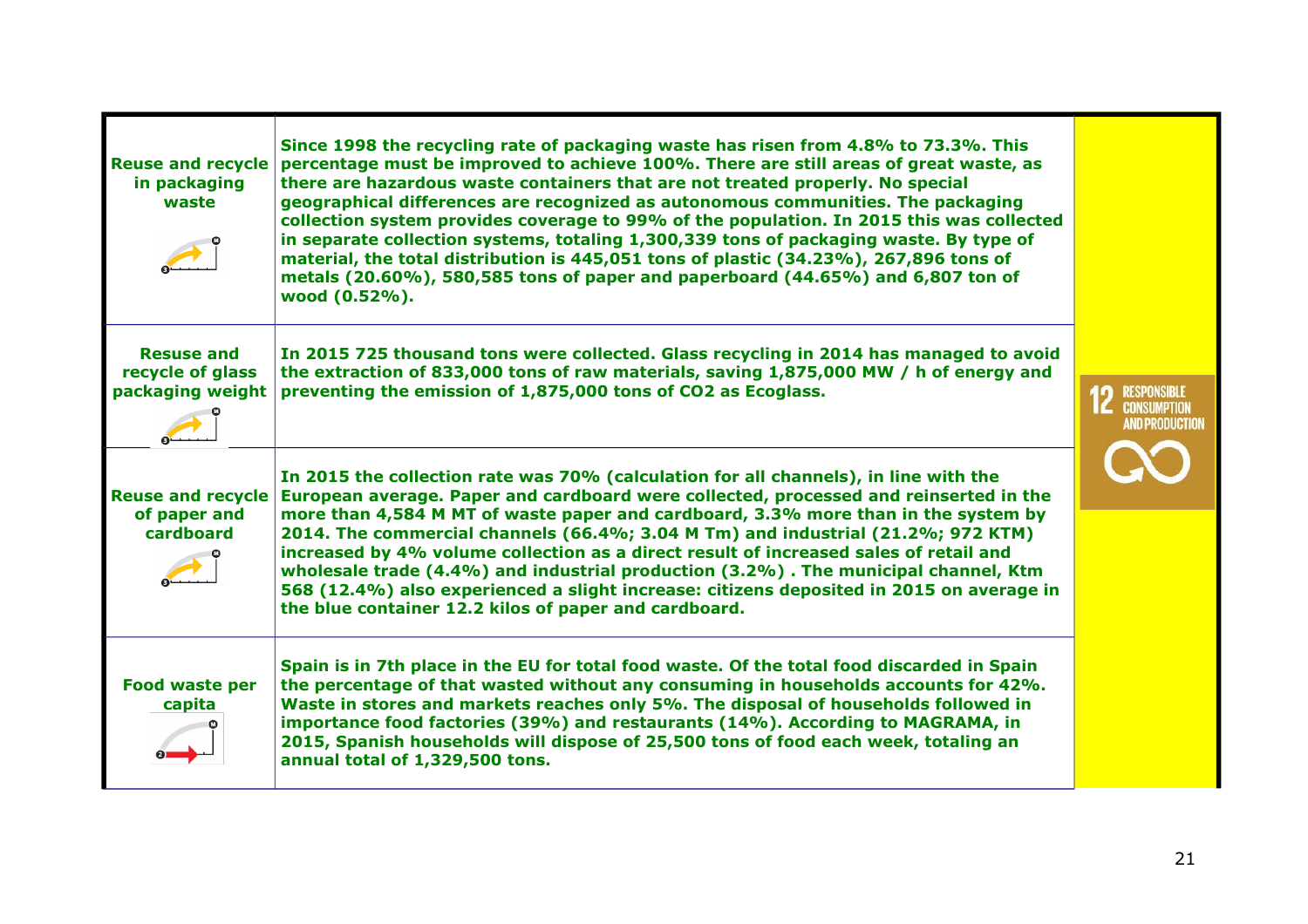| | | |
|---|---|---|
| **Reuse and recycle in packaging waste** | **Since 1998 the recycling rate of packaging waste has risen from 4.8% to 73.3%. This percentage must be improved to achieve 100%. There are still areas of great waste, as there are hazardous waste containers that are not treated properly. No special geographical differences are recognized as autonomous communities. The packaging collection system provides coverage to 99% of the population. In 2015 this was collected in separate collection systems, totaling 1,300,339 tons of packaging waste. By type of material, the total distribution is 445,051 tons of plastic (34.23%), 267,896 tons of metals (20.60%), 580,585 tons of paper and paperboard (44.65%) and 6,807 ton of wood (0.52%).** | 12 RESPONSIBLE CONSUMPTION AND PRODUCTION |
| **Resuse and recycle of glass packaging weight** | **In 2015 725 thousand tons were collected. Glass recycling in 2014 has managed to avoid the extraction of 833,000 tons of raw materials, saving 1,875,000 MW / h of energy and preventing the emission of 1,875,000 tons of $CO_2$ as Ecoglass.** | |
| **Reuse and recycle of paper and cardboard** | **In 2015 the collection rate was 70% (calculation for all channels), in line with the European average. Paper and cardboard were collected, processed and reinserted in the more than 4,584 M MT of waste paper and cardboard, 3.3% more than in the system by 2014. The commercial channels (66.4%; 3.04 M Tm) and industrial (21.2%; 972 KTM) increased by 4% volume collection as a direct result of increased sales of retail and wholesale trade (4.4%) and industrial production (3.2%) . The municipal channel, Ktm 568 (12.4%) also experienced a slight increase: citizens deposited in 2015 on average in the blue container 12.2 kilos of paper and cardboard.** | |
| **Food waste per capita** | **Spain is in 7th place in the EU for total food waste. Of the total food discarded in Spain the percentage of that wasted without any consuming in households accounts for 42%. Waste in stores and markets reaches only 5%. The disposal of households followed in importance food factories (39%) and restaurants (14%). According to MAGRAMA, in 2015, Spanish households will dispose of 25,500 tons of food each week, totaling an annual total of 1,329,500 tons.** | |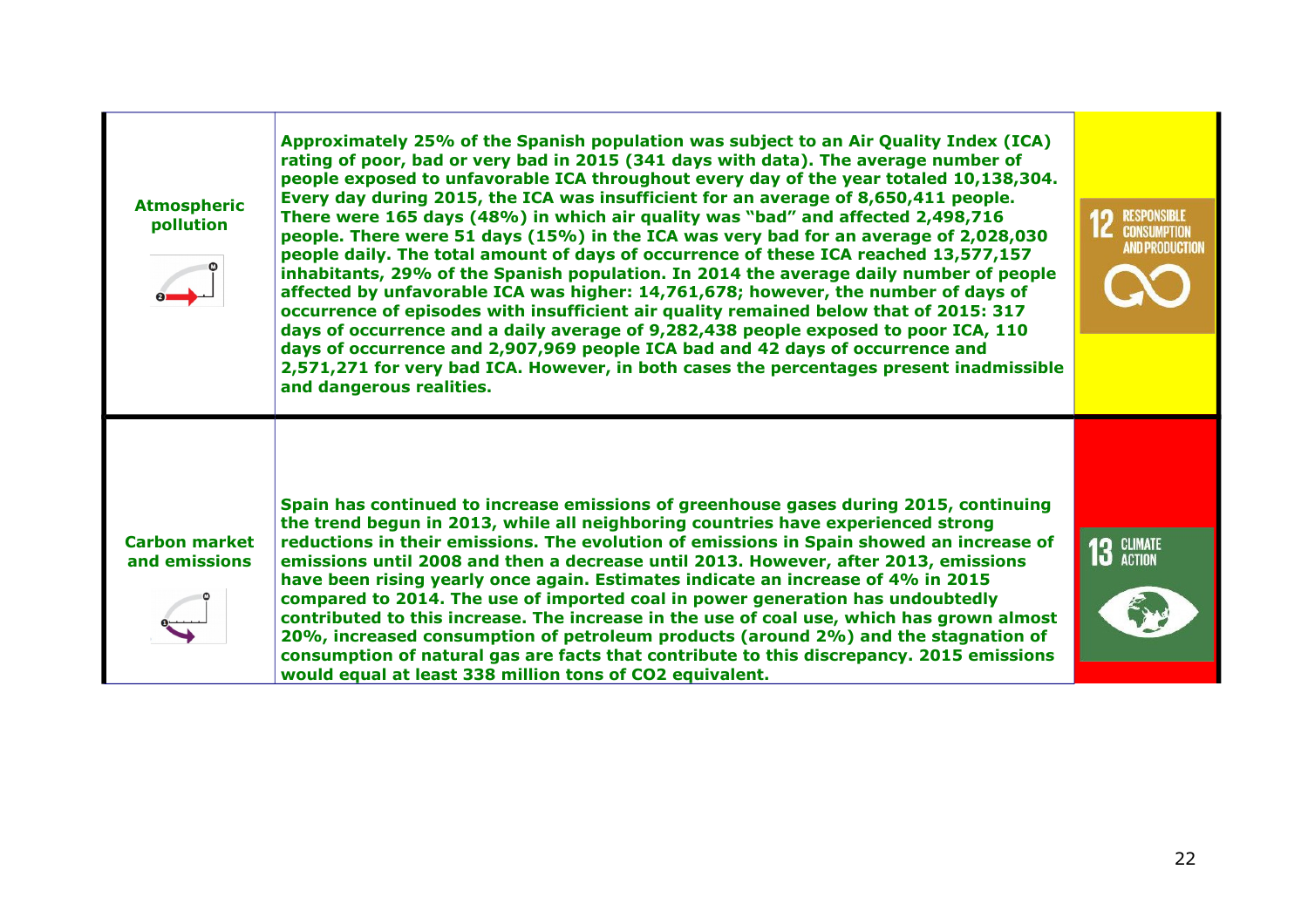| | | |
|---|---|---|
| **Atmospheric pollution** | **Approximately 25% of the Spanish population was subject to an Air Quality Index (ICA) rating of poor, bad or very bad in 2015 (341 days with data). The average number of people exposed to unfavorable ICA throughout every day of the year totaled 10,138,304. Every day during 2015, the ICA was insufficient for an average of 8,650,411 people. There were 165 days (48%) in which air quality was "bad" and affected 2,498,716 people. There were 51 days (15%) in the ICA was very bad for an average of 2,028,030 people daily. The total amount of days of occurrence of these ICA reached 13,577,157 inhabitants, 29% of the Spanish population. In 2014 the average daily number of people affected by unfavorable ICA was higher: 14,761,678; however, the number of days of occurrence of episodes with insufficient air quality remained below that of 2015: 317 days of occurrence and a daily average of 9,282,438 people exposed to poor ICA, 110 days of occurrence and 2,907,969 people ICA bad and 42 days of occurrence and 2,571,271 for very bad ICA. However, in both cases the percentages present inadmissible and dangerous realities.** | 12 RESPONSIBLE CONSUMPTION AND PRODUCTION |
| **Carbon market and emissions** | **Spain has continued to increase emissions of greenhouse gases during 2015, continuing the trend begun in 2013, while all neighboring countries have experienced strong reductions in their emissions. The evolution of emissions in Spain showed an increase of emissions until 2008 and then a decrease until 2013. However, after 2013, emissions have been rising yearly once again. Estimates indicate an increase of 4% in 2015 compared to 2014. The use of imported coal in power generation has undoubtedly contributed to this increase. The increase in the use of coal use, which has grown almost 20%, increased consumption of petroleum products (around 2%) and the stagnation of consumption of natural gas are facts that contribute to this discrepancy. 2015 emissions would equal at least 338 million tons of $CO_2$ equivalent.** | 13 CLIMATE ACTION |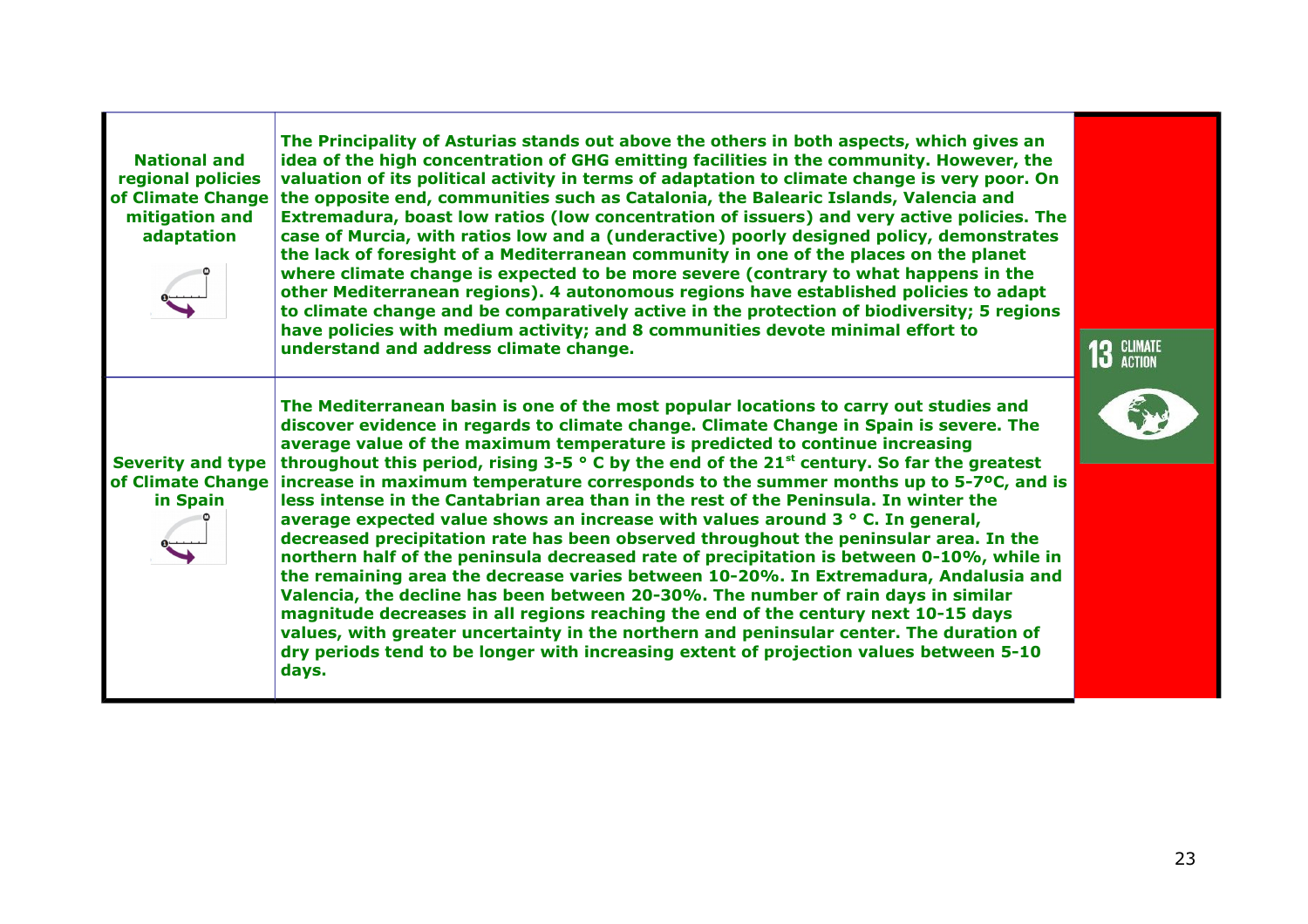| | | |
|---|---|---|
| **National and regional policies of Climate Change mitigation and adaptation** | **The Principality of Asturias stands out above the others in both aspects, which gives an idea of the high concentration of GHG emitting facilities in the community. However, the valuation of its political activity in terms of adaptation to climate change is very poor. On the opposite end, communities such as Catalonia, the Balearic Islands, Valencia and Extremadura, boast low ratios (low concentration of issuers) and very active policies. The case of Murcia, with ratios low and a (underactive) poorly designed policy, demonstrates the lack of foresight of a Mediterranean community in one of the places on the planet where climate change is expected to be more severe (contrary to what happens in the other Mediterranean regions). 4 autonomous regions have established policies to adapt to climate change and be comparatively active in the protection of biodiversity; 5 regions have policies with medium activity; and 8 communities devote minimal effort to understand and address climate change.** | 13 CLIMATE ACTION |
| **Severity and type of Climate Change in Spain** | **The Mediterranean basin is one of the most popular locations to carry out studies and discover evidence in regards to climate change. Climate Change in Spain is severe. The average value of the maximum temperature is predicted to continue increasing throughout this period, rising 3-5 ° C by the end of the 21st century. So far the greatest increase in maximum temperature corresponds to the summer months up to 5-7ºC, and is less intense in the Cantabrian area than in the rest of the Peninsula. In winter the average expected value shows an increase with values around 3 ° C. In general, decreased precipitation rate has been observed throughout the peninsular area. In the northern half of the peninsula decreased rate of precipitation is between 0-10%, while in the remaining area the decrease varies between 10-20%. In Extremadura, Andalusia and Valencia, the decline has been between 20-30%. The number of rain days in similar magnitude decreases in all regions reaching the end of the century next 10-15 days values, with greater uncertainty in the northern and peninsular center. The duration of dry periods tend to be longer with increasing extent of projection values between 5-10 days.** | |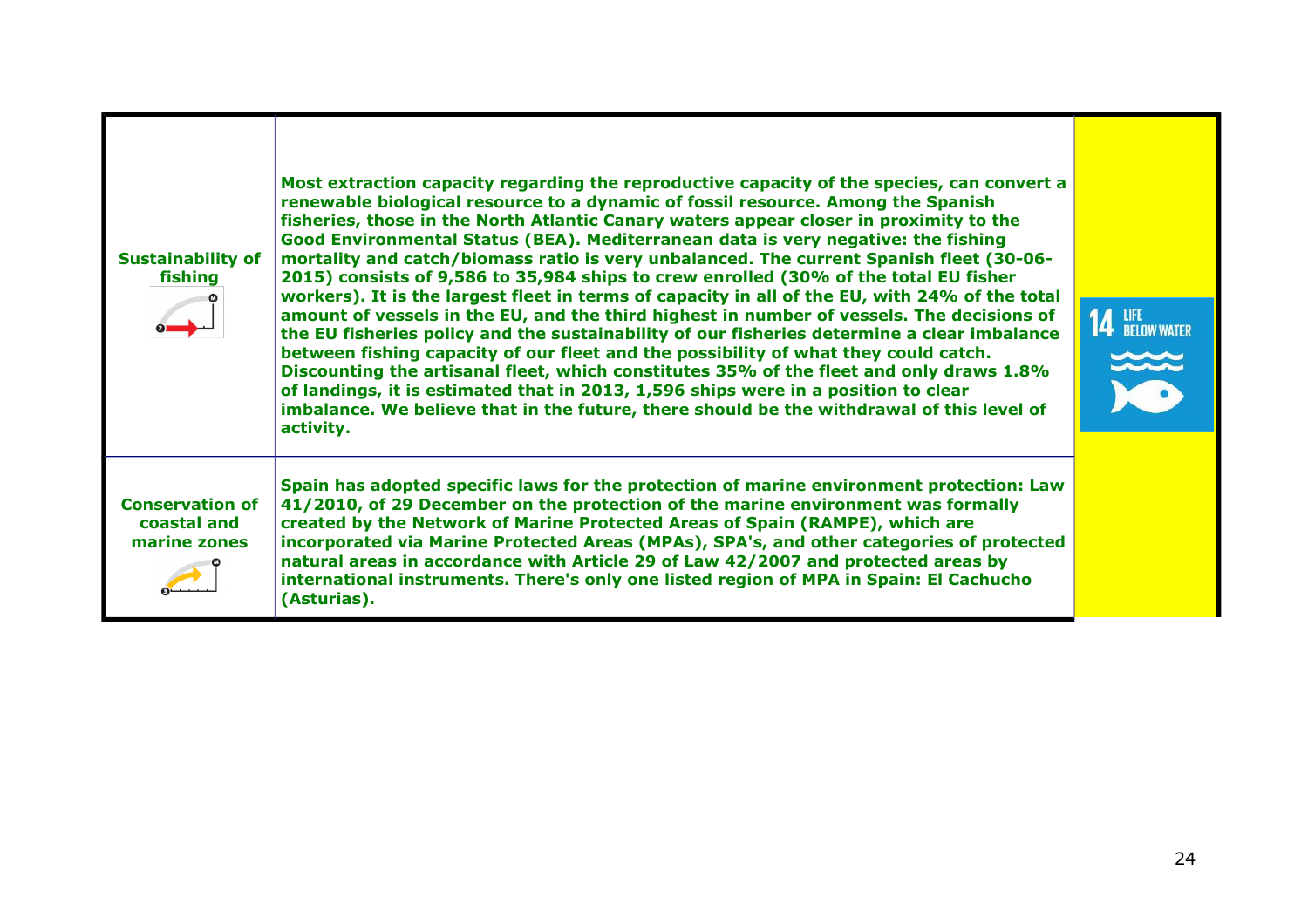| | | |
|---|---|---|
| **Sustainability of fishing** | **Most extraction capacity regarding the reproductive capacity of the species, can convert a renewable biological resource to a dynamic of fossil resource. Among the Spanish fisheries, those in the North Atlantic Canary waters appear closer in proximity to the Good Environmental Status (BEA). Mediterranean data is very negative: the fishing mortality and catch/biomass ratio is very unbalanced. The current Spanish fleet (30-06-2015) consists of 9,586 to 35,984 ships to crew enrolled (30% of the total EU fisher workers). It is the largest fleet in terms of capacity in all of the EU, with 24% of the total amount of vessels in the EU, and the third highest in number of vessels. The decisions of the EU fisheries policy and the sustainability of our fisheries determine a clear imbalance between fishing capacity of our fleet and the possibility of what they could catch. Discounting the artisanal fleet, which constitutes 35% of the fleet and only draws 1.8% of landings, it is estimated that in 2013, 1,596 ships were in a position to clear imbalance. We believe that in the future, there should be the withdrawal of this level of activity.** | 14 LIFE BELOW WATER |
| **Conservation of coastal and marine zones** | **Spain has adopted specific laws for the protection of marine environment protection: Law 41/2010, of 29 December on the protection of the marine environment was formally created by the Network of Marine Protected Areas of Spain (RAMPE), which are incorporated via Marine Protected Areas (MPAs), SPA's, and other categories of protected natural areas in accordance with Article 29 of Law 42/2007 and protected areas by international instruments. There's only one listed region of MPA in Spain: El Cachucho (Asturias).** | |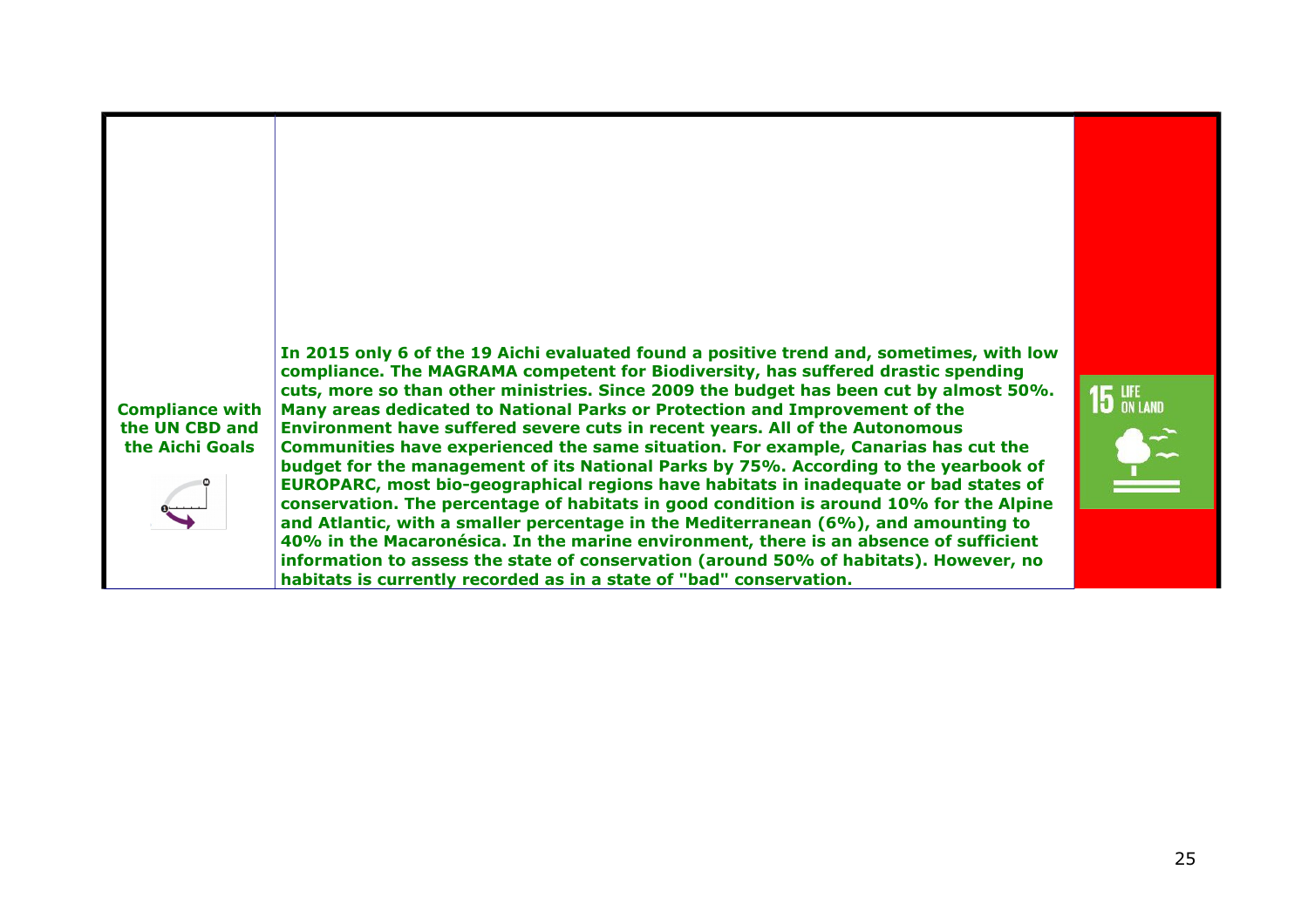| | | |
|---|---|---|
| **Compliance with the UN CBD and the Aichi Goals** | **In 2015 only 6 of the 19 Aichi evaluated found a positive trend and, sometimes, with low compliance. The MAGRAMA competent for Biodiversity, has suffered drastic spending cuts, more so than other ministries. Since 2009 the budget has been cut by almost 50%. Many areas dedicated to National Parks or Protection and Improvement of the Environment have suffered severe cuts in recent years. All of the Autonomous Communities have experienced the same situation. For example, Canarias has cut the budget for the management of its National Parks by 75%. According to the yearbook of EUROPARC, most bio-geographical regions have habitats in inadequate or bad states of conservation. The percentage of habitats in good condition is around 10% for the Alpine and Atlantic, with a smaller percentage in the Mediterranean (6%), and amounting to 40% in the Macaronésica. In the marine environment, there is an absence of sufficient information to assess the state of conservation (around 50% of habitats). However, no habitats is currently recorded as in a state of "bad" conservation.** | 15 LIFE ON LAND |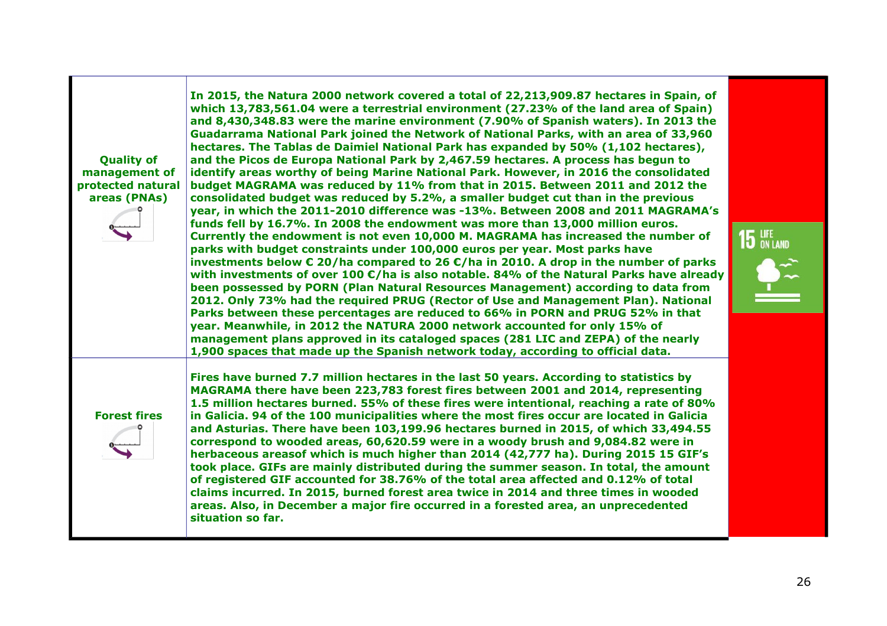| | | |
|---|---|---|
| **Quality of management of protected natural areas (PNAs)** | **In 2015, the Natura 2000 network covered a total of 22,213,909.87 hectares in Spain, of which 13,783,561.04 were a terrestrial environment (27.23% of the land area of Spain) and 8,430,348.83 were the marine environment (7.90% of Spanish waters). In 2013 the Guadarrama National Park joined the Network of National Parks, with an area of 33,960 hectares. The Tablas de Daimiel National Park has expanded by 50% (1,102 hectares), and the Picos de Europa National Park by 2,467.59 hectares. A process has begun to identify areas worthy of being Marine National Park. However, in 2016 the consolidated budget MAGRAMA was reduced by 11% from that in 2015. Between 2011 and 2012 the consolidated budget was reduced by 5.2%, a smaller budget cut than in the previous year, in which the 2011-2010 difference was -13%. Between 2008 and 2011 MAGRAMA's funds fell by 16.7%. In 2008 the endowment was more than 13,000 million euros. Currently the endowment is not even 10,000 M. MAGRAMA has increased the number of parks with budget constraints under 100,000 euros per year. Most parks have investments below € 20/ha compared to 26 €/ha in 2010. A drop in the number of parks with investments of over 100 €/ha is also notable. 84% of the Natural Parks have already been possessed by PORN (Plan Natural Resources Management) according to data from 2012. Only 73% had the required PRUG (Rector of Use and Management Plan). National Parks between these percentages are reduced to 66% in PORN and PRUG 52% in that year. Meanwhile, in 2012 the NATURA 2000 network accounted for only 15% of management plans approved in its cataloged spaces (281 LIC and ZEPA) of the nearly 1,900 spaces that made up the Spanish network today, according to official data.** | 15 LIFE ON LAND |
| **Forest fires** | **Fires have burned 7.7 million hectares in the last 50 years. According to statistics by MAGRAMA there have been 223,783 forest fires between 2001 and 2014, representing 1.5 million hectares burned. 55% of these fires were intentional, reaching a rate of 80% in Galicia. 94 of the 100 municipalities where the most fires occur are located in Galicia and Asturias. There have been 103,199.96 hectares burned in 2015, of which 33,494.55 correspond to wooded areas, 60,620.59 were in a woody brush and 9,084.82 were in herbaceous areasof which is much higher than 2014 (42,777 ha). During 2015 15 GIF's took place. GIFs are mainly distributed during the summer season. In total, the amount of registered GIF accounted for 38.76% of the total area affected and 0.12% of total claims incurred. In 2015, burned forest area twice in 2014 and three times in wooded areas. Also, in December a major fire occurred in a forested area, an unprecedented situation so far.** | |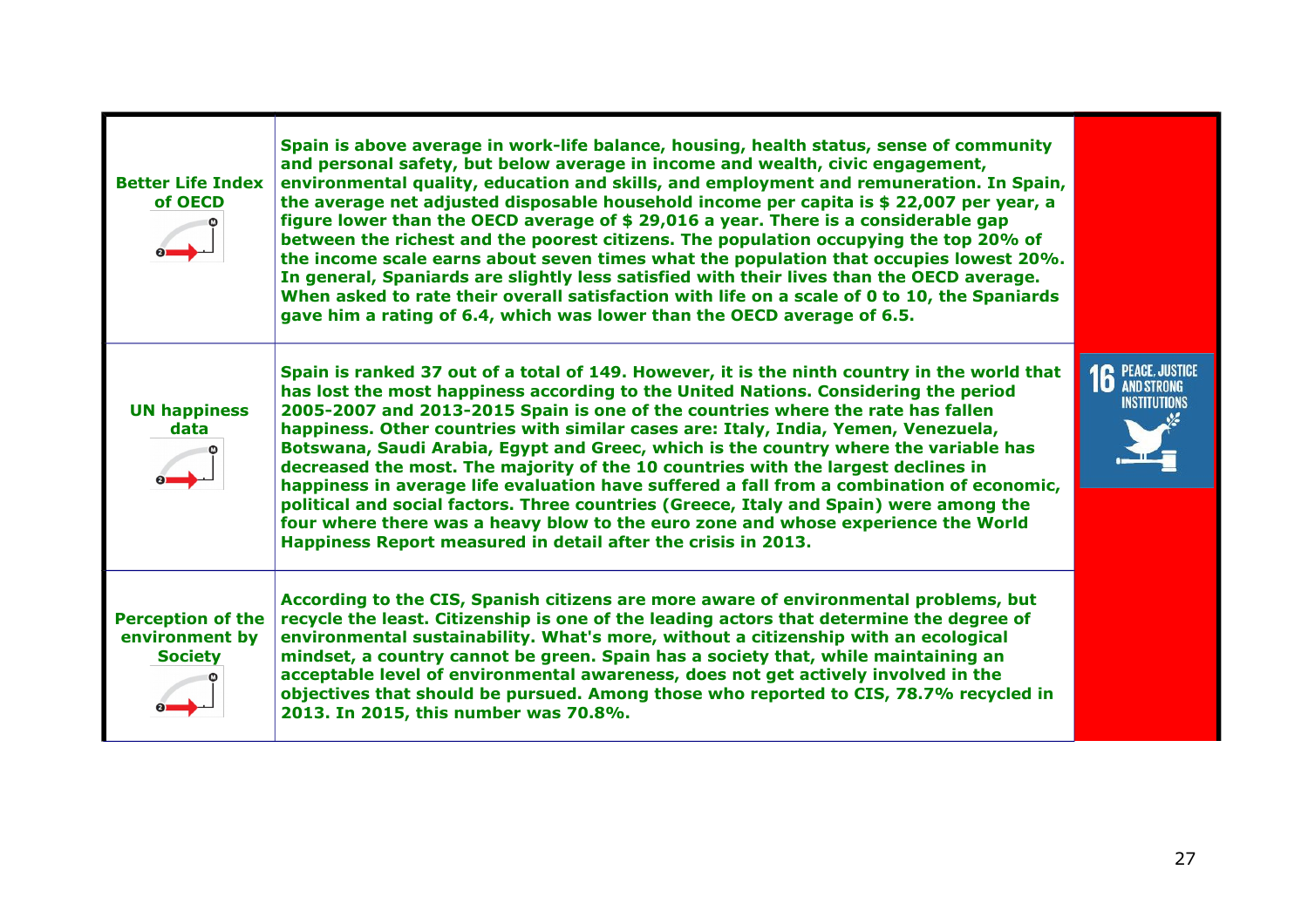| | | |
|---|---|---|
| **Better Life Index of OECD** | **Spain is above average in work-life balance, housing, health status, sense of community and personal safety, but below average in income and wealth, civic engagement, environmental quality, education and skills, and employment and remuneration. In Spain, the average net adjusted disposable household income per capita is $ 22,007 per year, a figure lower than the OECD average of $ 29,016 a year. There is a considerable gap between the richest and the poorest citizens. The population occupying the top 20% of the income scale earns about seven times what the population that occupies lowest 20%. In general, Spaniards are slightly less satisfied with their lives than the OECD average. When asked to rate their overall satisfaction with life on a scale of 0 to 10, the Spaniards gave him a rating of 6.4, which was lower than the OECD average of 6.5.** | |
| **UN happiness data** | **Spain is ranked 37 out of a total of 149. However, it is the ninth country in the world that has lost the most happiness according to the United Nations. Considering the period 2005-2007 and 2013-2015 Spain is one of the countries where the rate has fallen happiness. Other countries with similar cases are: Italy, India, Yemen, Venezuela, Botswana, Saudi Arabia, Egypt and Greec, which is the country where the variable has decreased the most. The majority of the 10 countries with the largest declines in happiness in average life evaluation have suffered a fall from a combination of economic, political and social factors. Three countries (Greece, Italy and Spain) were among the four where there was a heavy blow to the euro zone and whose experience the World Happiness Report measured in detail after the crisis in 2013.** | 16 PEACE, JUSTICE AND STRONG INSTITUTIONS |
| **Perception of the environment by Society** | **According to the CIS, Spanish citizens are more aware of environmental problems, but recycle the least. Citizenship is one of the leading actors that determine the degree of environmental sustainability. What's more, without a citizenship with an ecological mindset, a country cannot be green. Spain has a society that, while maintaining an acceptable level of environmental awareness, does not get actively involved in the objectives that should be pursued. Among those who reported to CIS, 78.7% recycled in 2013. In 2015, this number was 70.8%.** | |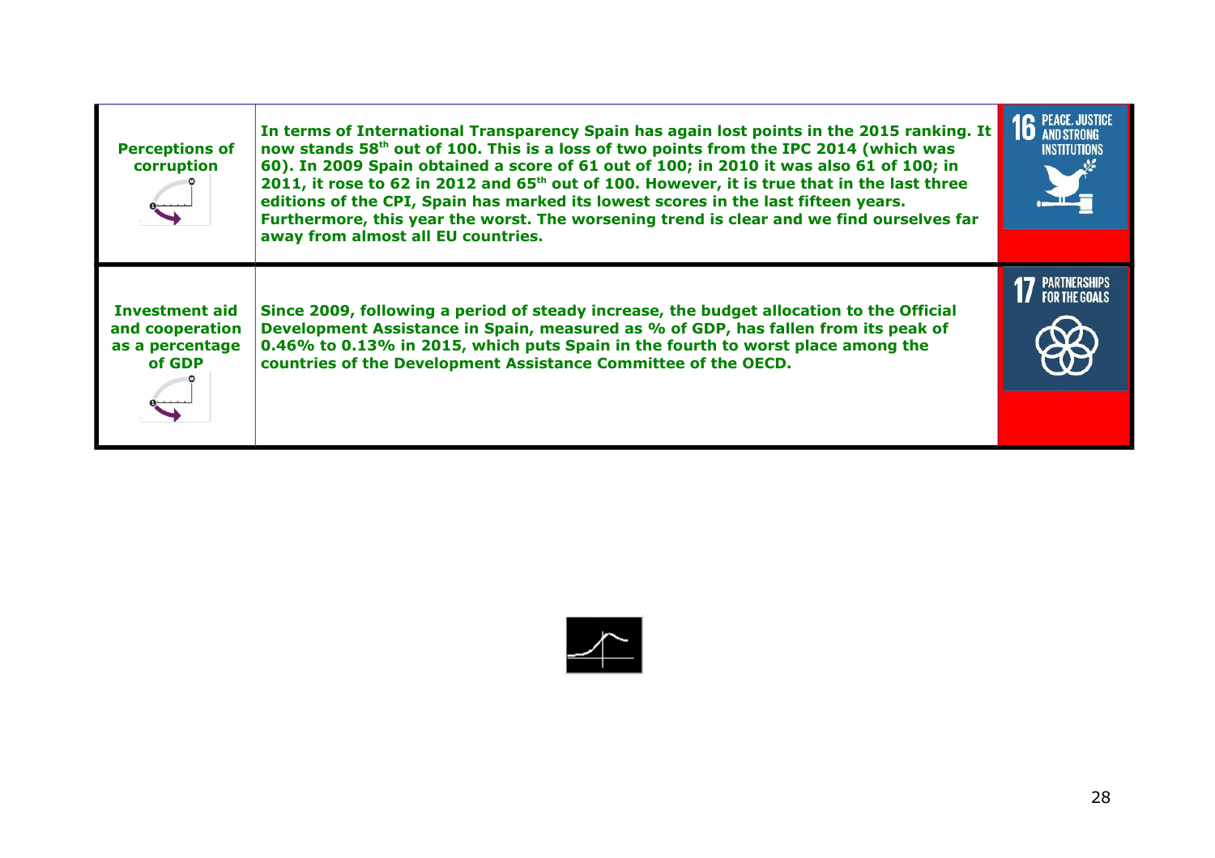| | | |
|---|---|---|
| **Perceptions of corruption** | **In terms of International Transparency Spain has again lost points in the 2015 ranking. It now stands 58th out of 100. This is a loss of two points from the IPC 2014 (which was 60). In 2009 Spain obtained a score of 61 out of 100; in 2010 it was also 61 of 100; in 2011, it rose to 62 in 2012 and 65th out of 100. However, it is true that in the last three editions of the CPI, Spain has marked its lowest scores in the last fifteen years. Furthermore, this year the worst. The worsening trend is clear and we find ourselves far away from almost all EU countries.** | 16 PEACE, JUSTICE AND STRONG INSTITUTIONS |
| **Investment aid and cooperation as a percentage of GDP** | **Since 2009, following a period of steady increase, the budget allocation to the Official Development Assistance in Spain, measured as % of GDP, has fallen from its peak of 0.46% to 0.13% in 2015, which puts Spain in the fourth to worst place among the countries of the Development Assistance Committee of the OECD.** | 17 PARTNERSHIPS FOR THE GOALS |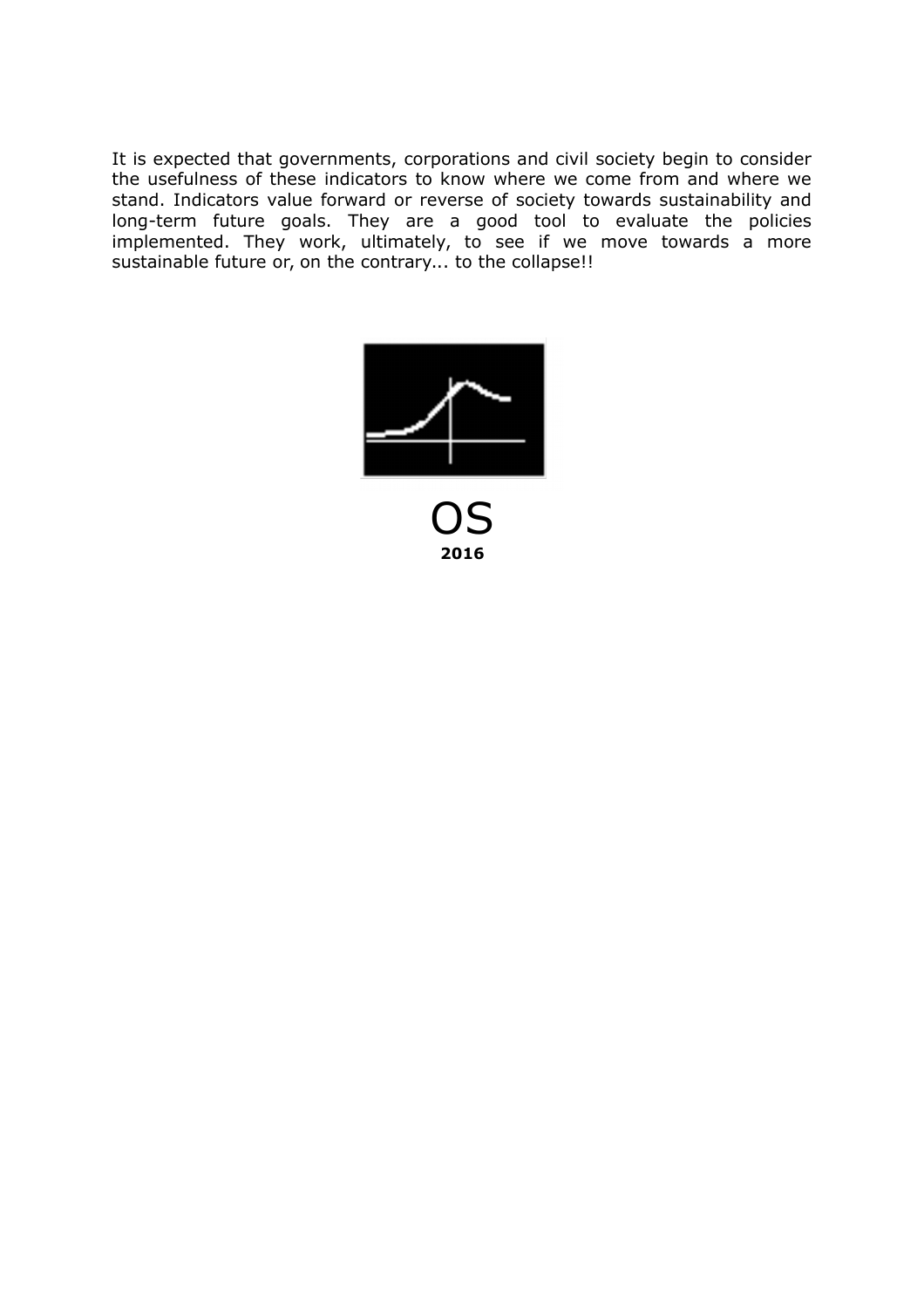It is expected that governments, corporations and civil society begin to consider the usefulness of these indicators to know where we come from and where we stand. Indicators value forward or reverse of society towards sustainability and long-term future goals. They are a good tool to evaluate the policies implemented. They work, ultimately, to see if we move towards a more sustainable future or, on the contrary... to the collapse!!

OS

**2016**